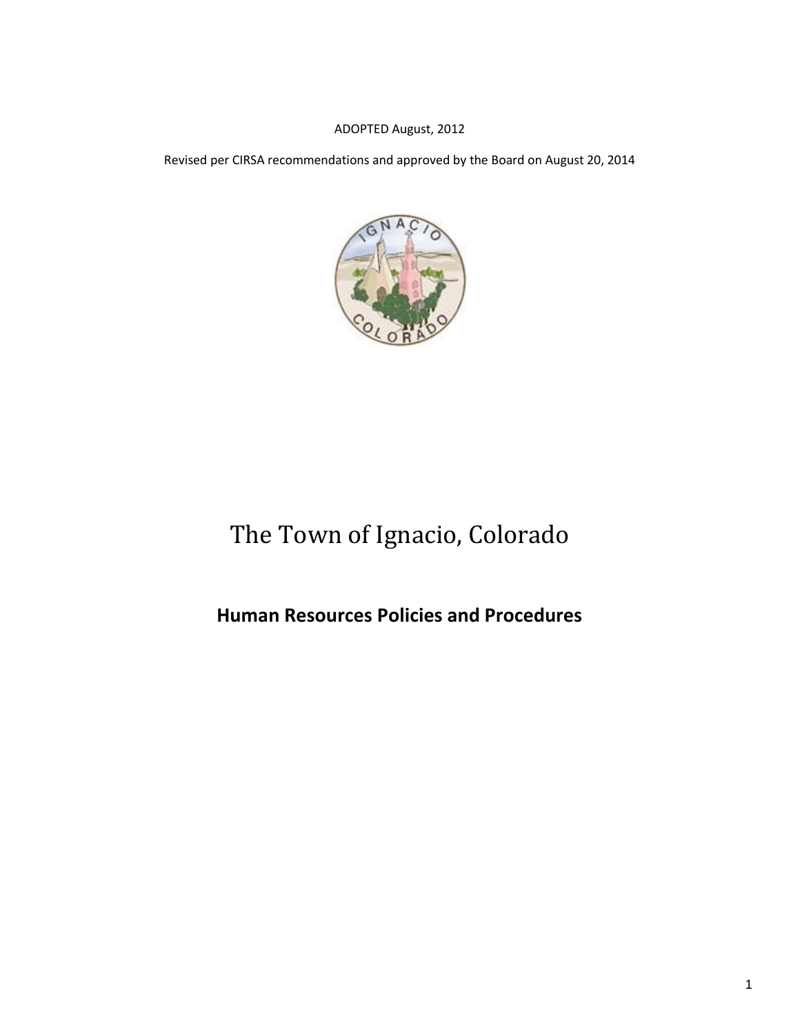ADOPTED August, 2012

Revised per CIRSA recommendations and approved by the Board on August 20, 2014

# The Town of Ignacio, Colorado

## Human Resources Policies and Procedures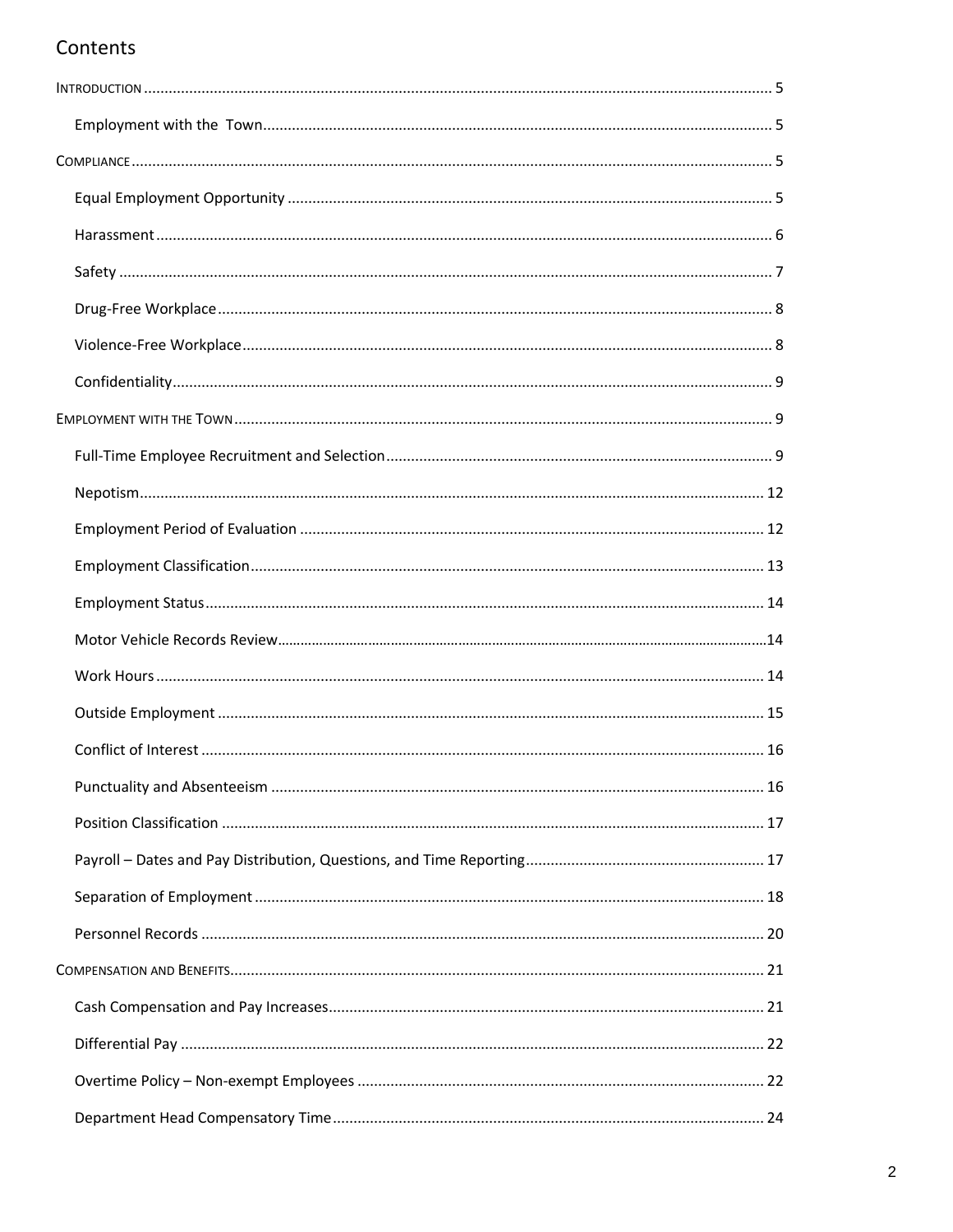# Contents

INTRODUCTION ........................................................................................................................................ 5

- Employment with the Town ........................................................................................................... 5

COMPLIANCE ........................................................................................................................................... 5

- Equal Employment Opportunity ..................................................................................................... 5
- Harassment ..................................................................................................................................... 6
- Safety .............................................................................................................................................. 7
- Drug-Free Workplace ...................................................................................................................... 8
- Violence-Free Workplace ................................................................................................................ 8
- Confidentiality ................................................................................................................................. 9

EMPLOYMENT WITH THE TOWN .................................................................................................................. 9

- Full-Time Employee Recruitment and Selection ............................................................................. 9
- Nepotism ....................................................................................................................................... 12
- Employment Period of Evaluation ................................................................................................. 12
- Employment Classification ............................................................................................................ 13
- Employment Status ....................................................................................................................... 14
- Motor Vehicle Records Review ...................................................................................................... 14
- Work Hours ................................................................................................................................... 14
- Outside Employment ..................................................................................................................... 15
- Conflict of Interest ........................................................................................................................ 16
- Punctuality and Absenteeism ........................................................................................................ 16
- Position Classification ................................................................................................................... 17
- Payroll – Dates and Pay Distribution, Questions, and Time Reporting .......................................... 17
- Separation of Employment ............................................................................................................ 18
- Personnel Records ......................................................................................................................... 20

COMPENSATION AND BENEFITS ................................................................................................................. 21

- Cash Compensation and Pay Increases ......................................................................................... 21
- Differential Pay .............................................................................................................................. 22
- Overtime Policy – Non-exempt Employees ................................................................................... 22
- Department Head Compensatory Time ......................................................................................... 24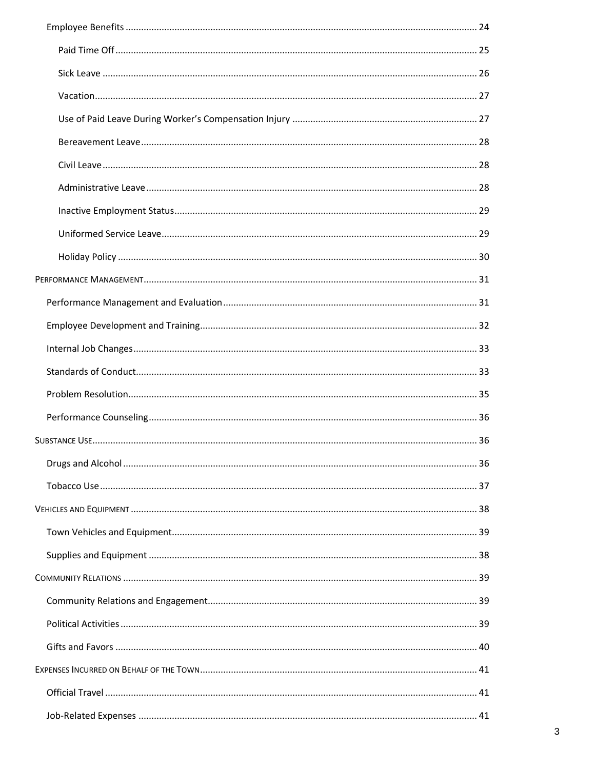Employee Benefits ........ 24

Paid Time Off ........ 25

Sick Leave ........ 26

Vacation ........ 27

Use of Paid Leave During Worker's Compensation Injury ........ 27

Bereavement Leave ........ 28

Civil Leave ........ 28

Administrative Leave ........ 28

Inactive Employment Status ........ 29

Uniformed Service Leave ........ 29

Holiday Policy ........ 30

PERFORMANCE MANAGEMENT ........ 31

Performance Management and Evaluation ........ 31

Employee Development and Training ........ 32

Internal Job Changes ........ 33

Standards of Conduct ........ 33

Problem Resolution ........ 35

Performance Counseling ........ 36

SUBSTANCE USE ........ 36

Drugs and Alcohol ........ 36

Tobacco Use ........ 37

VEHICLES AND EQUIPMENT ........ 38

Town Vehicles and Equipment ........ 39

Supplies and Equipment ........ 38

COMMUNITY RELATIONS ........ 39

Community Relations and Engagement ........ 39

Political Activities ........ 39

Gifts and Favors ........ 40

EXPENSES INCURRED ON BEHALF OF THE TOWN ........ 41

Official Travel ........ 41

Job-Related Expenses ........ 41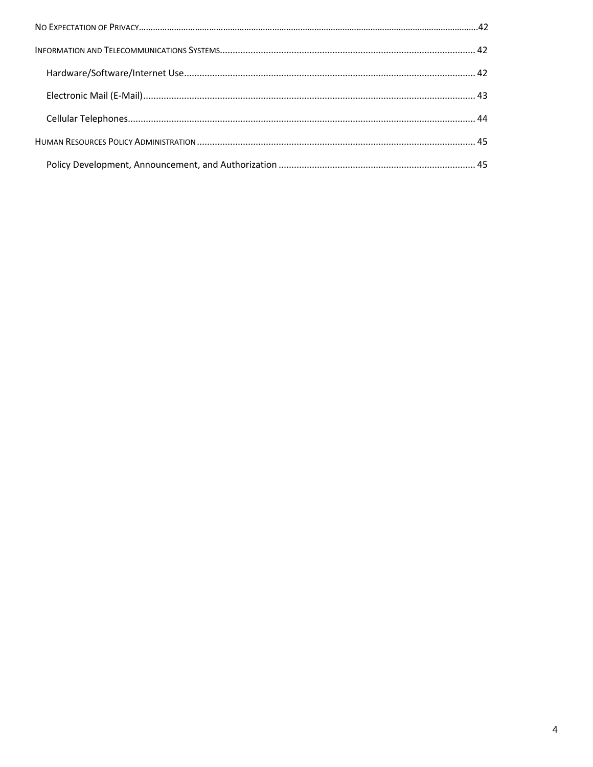No Expectation of Privacy....42

Information and Telecommunications Systems.... 42

- Hardware/Software/Internet Use.... 42
- Electronic Mail (E-Mail).... 43
- Cellular Telephones.... 44

Human Resources Policy Administration.... 45

- Policy Development, Announcement, and Authorization.... 45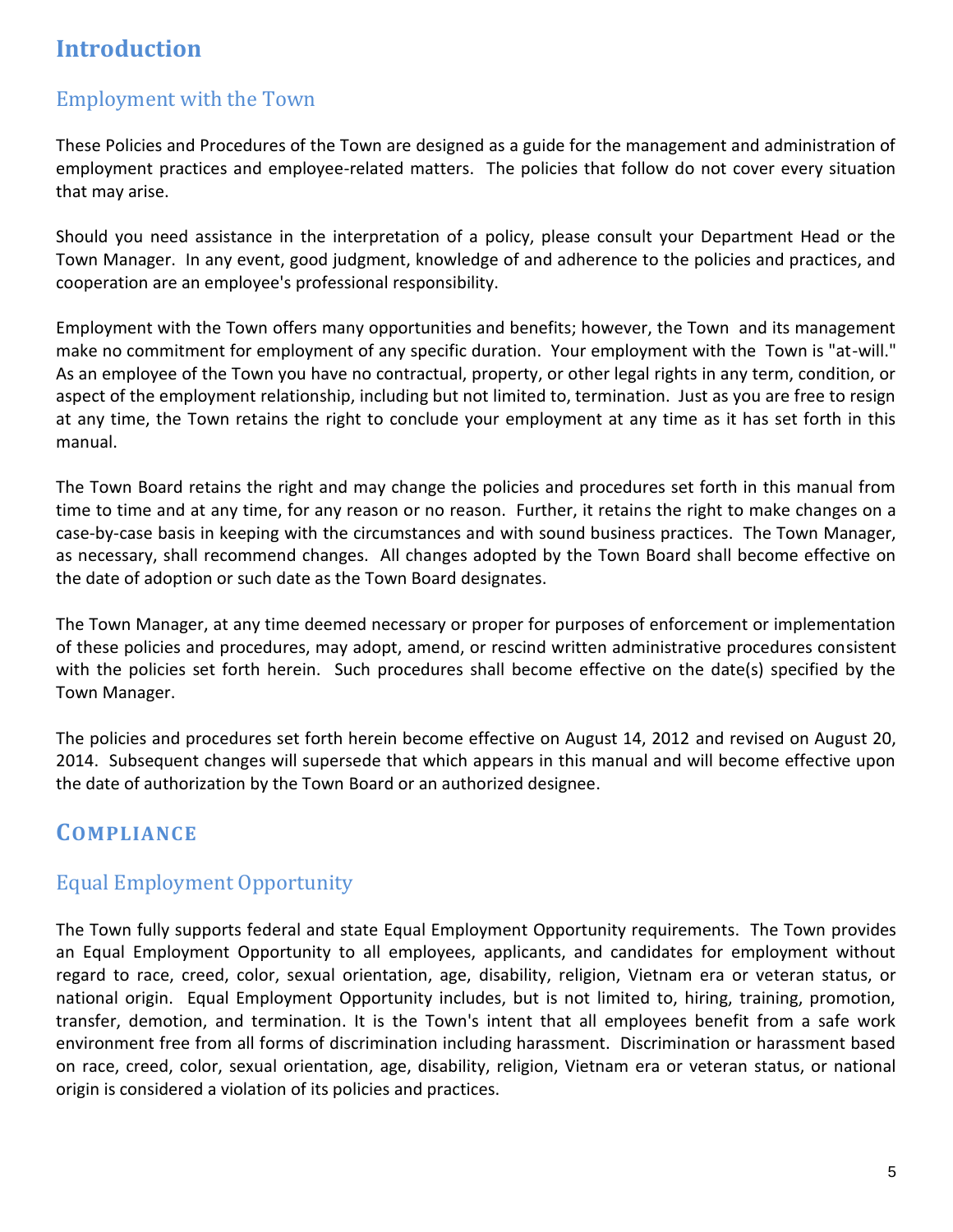# Introduction

## Employment with the Town

These Policies and Procedures of the Town are designed as a guide for the management and administration of employment practices and employee-related matters. The policies that follow do not cover every situation that may arise.

Should you need assistance in the interpretation of a policy, please consult your Department Head or the Town Manager. In any event, good judgment, knowledge of and adherence to the policies and practices, and cooperation are an employee's professional responsibility.

Employment with the Town offers many opportunities and benefits; however, the Town and its management make no commitment for employment of any specific duration. Your employment with the Town is "at-will." As an employee of the Town you have no contractual, property, or other legal rights in any term, condition, or aspect of the employment relationship, including but not limited to, termination. Just as you are free to resign at any time, the Town retains the right to conclude your employment at any time as it has set forth in this manual.

The Town Board retains the right and may change the policies and procedures set forth in this manual from time to time and at any time, for any reason or no reason. Further, it retains the right to make changes on a case-by-case basis in keeping with the circumstances and with sound business practices. The Town Manager, as necessary, shall recommend changes. All changes adopted by the Town Board shall become effective on the date of adoption or such date as the Town Board designates.

The Town Manager, at any time deemed necessary or proper for purposes of enforcement or implementation of these policies and procedures, may adopt, amend, or rescind written administrative procedures consistent with the policies set forth herein. Such procedures shall become effective on the date(s) specified by the Town Manager.

The policies and procedures set forth herein become effective on August 14, 2012 and revised on August 20, 2014. Subsequent changes will supersede that which appears in this manual and will become effective upon the date of authorization by the Town Board or an authorized designee.

# COMPLIANCE

## Equal Employment Opportunity

The Town fully supports federal and state Equal Employment Opportunity requirements. The Town provides an Equal Employment Opportunity to all employees, applicants, and candidates for employment without regard to race, creed, color, sexual orientation, age, disability, religion, Vietnam era or veteran status, or national origin. Equal Employment Opportunity includes, but is not limited to, hiring, training, promotion, transfer, demotion, and termination. It is the Town's intent that all employees benefit from a safe work environment free from all forms of discrimination including harassment. Discrimination or harassment based on race, creed, color, sexual orientation, age, disability, religion, Vietnam era or veteran status, or national origin is considered a violation of its policies and practices.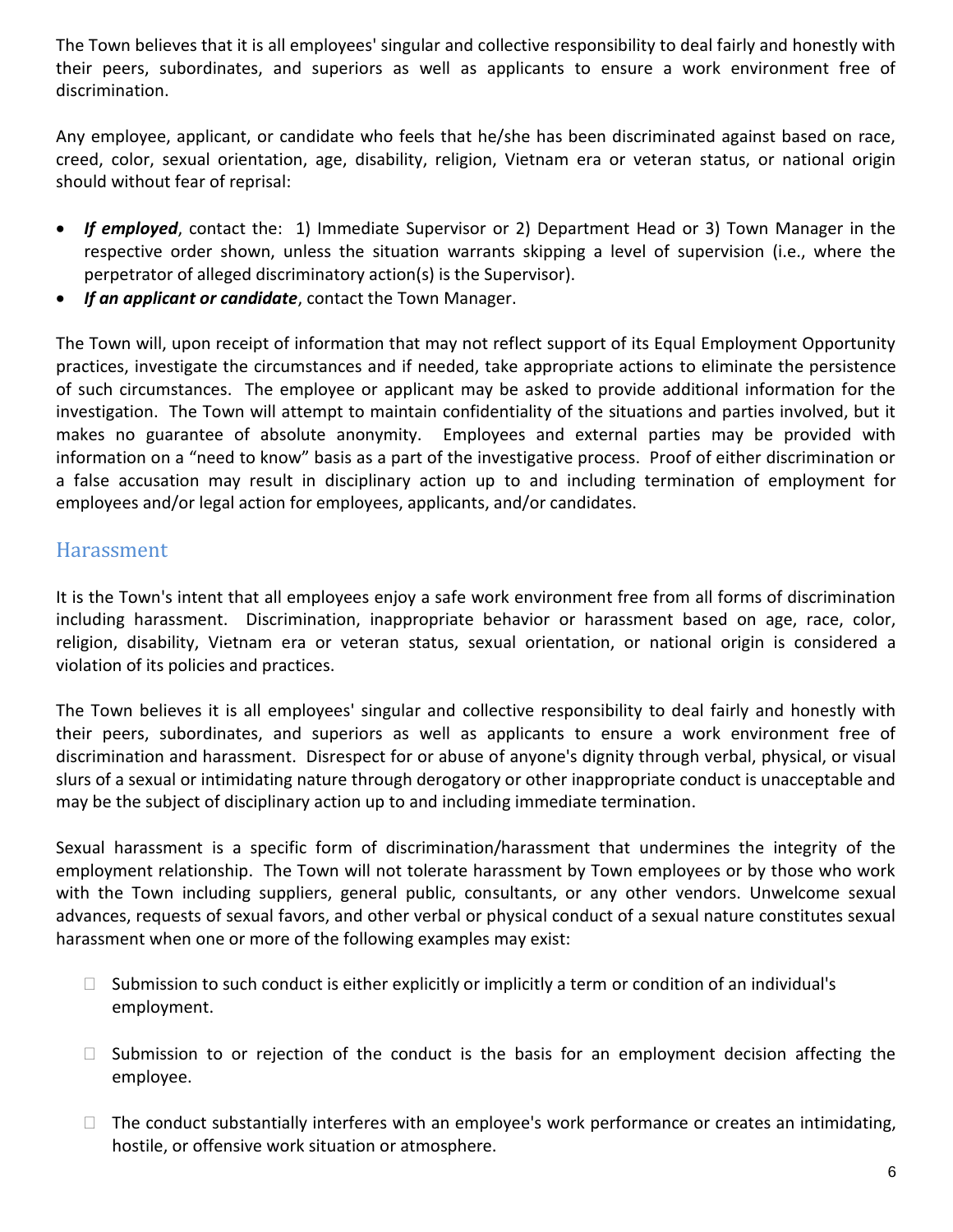The Town believes that it is all employees' singular and collective responsibility to deal fairly and honestly with their peers, subordinates, and superiors as well as applicants to ensure a work environment free of discrimination.

Any employee, applicant, or candidate who feels that he/she has been discriminated against based on race, creed, color, sexual orientation, age, disability, religion, Vietnam era or veteran status, or national origin should without fear of reprisal:

- ***If employed***, contact the: 1) Immediate Supervisor or 2) Department Head or 3) Town Manager in the respective order shown, unless the situation warrants skipping a level of supervision (i.e., where the perpetrator of alleged discriminatory action(s) is the Supervisor).
- ***If an applicant or candidate***, contact the Town Manager.

The Town will, upon receipt of information that may not reflect support of its Equal Employment Opportunity practices, investigate the circumstances and if needed, take appropriate actions to eliminate the persistence of such circumstances. The employee or applicant may be asked to provide additional information for the investigation. The Town will attempt to maintain confidentiality of the situations and parties involved, but it makes no guarantee of absolute anonymity. Employees and external parties may be provided with information on a "need to know" basis as a part of the investigative process. Proof of either discrimination or a false accusation may result in disciplinary action up to and including termination of employment for employees and/or legal action for employees, applicants, and/or candidates.

## Harassment

It is the Town's intent that all employees enjoy a safe work environment free from all forms of discrimination including harassment. Discrimination, inappropriate behavior or harassment based on age, race, color, religion, disability, Vietnam era or veteran status, sexual orientation, or national origin is considered a violation of its policies and practices.

The Town believes it is all employees' singular and collective responsibility to deal fairly and honestly with their peers, subordinates, and superiors as well as applicants to ensure a work environment free of discrimination and harassment. Disrespect for or abuse of anyone's dignity through verbal, physical, or visual slurs of a sexual or intimidating nature through derogatory or other inappropriate conduct is unacceptable and may be the subject of disciplinary action up to and including immediate termination.

Sexual harassment is a specific form of discrimination/harassment that undermines the integrity of the employment relationship. The Town will not tolerate harassment by Town employees or by those who work with the Town including suppliers, general public, consultants, or any other vendors. Unwelcome sexual advances, requests of sexual favors, and other verbal or physical conduct of a sexual nature constitutes sexual harassment when one or more of the following examples may exist:

- Submission to such conduct is either explicitly or implicitly a term or condition of an individual's employment.
- Submission to or rejection of the conduct is the basis for an employment decision affecting the employee.
- The conduct substantially interferes with an employee's work performance or creates an intimidating, hostile, or offensive work situation or atmosphere.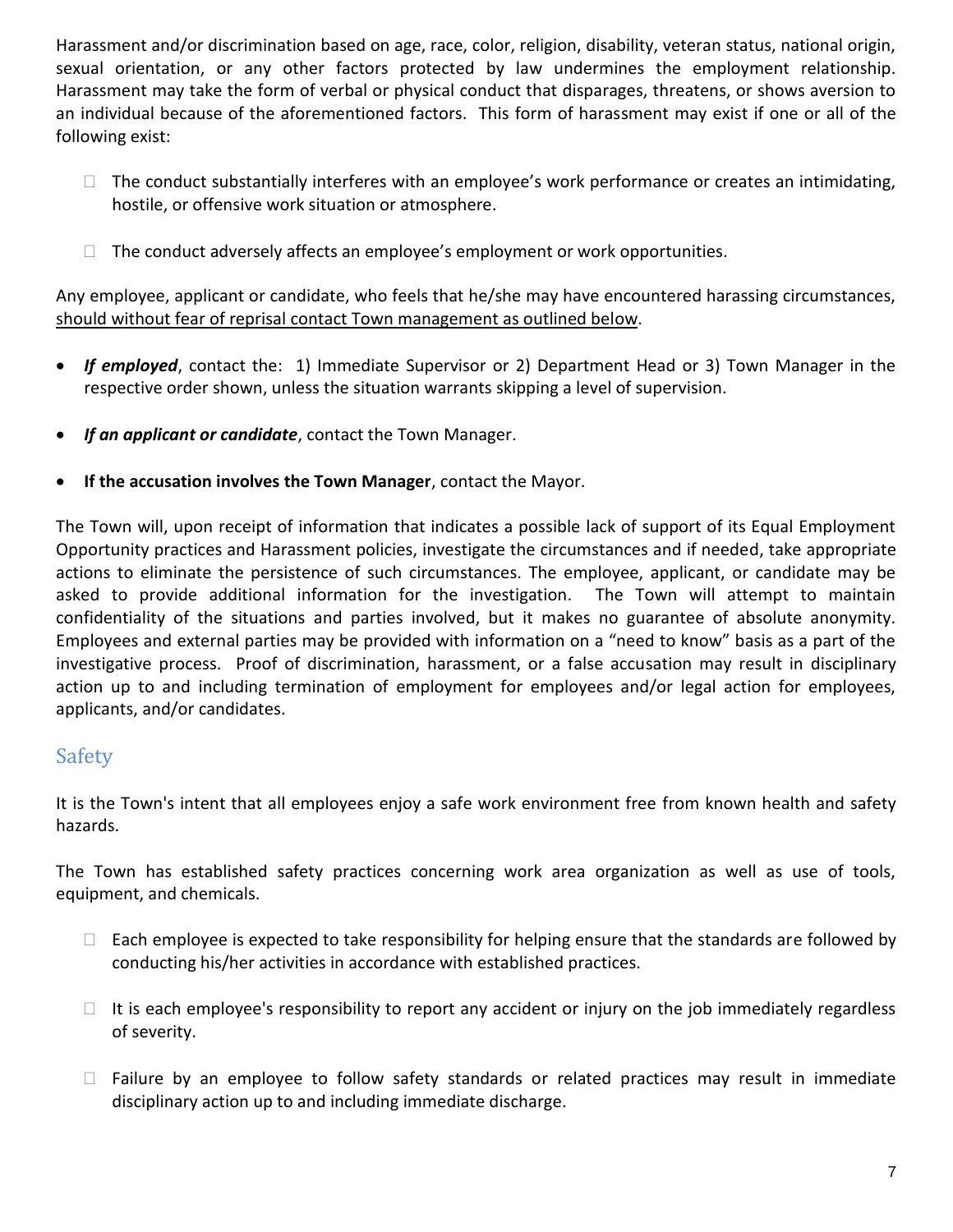Harassment and/or discrimination based on age, race, color, religion, disability, veteran status, national origin, sexual orientation, or any other factors protected by law undermines the employment relationship. Harassment may take the form of verbal or physical conduct that disparages, threatens, or shows aversion to an individual because of the aforementioned factors. This form of harassment may exist if one or all of the following exist:

- The conduct substantially interferes with an employee's work performance or creates an intimidating, hostile, or offensive work situation or atmosphere.
- The conduct adversely affects an employee's employment or work opportunities.

Any employee, applicant or candidate, who feels that he/she may have encountered harassing circumstances, <u>should without fear of reprisal contact Town management as outlined below</u>.

- ***If employed***, contact the: 1) Immediate Supervisor or 2) Department Head or 3) Town Manager in the respective order shown, unless the situation warrants skipping a level of supervision.
- ***If an applicant or candidate***, contact the Town Manager.
- **If the accusation involves the Town Manager**, contact the Mayor.

The Town will, upon receipt of information that indicates a possible lack of support of its Equal Employment Opportunity practices and Harassment policies, investigate the circumstances and if needed, take appropriate actions to eliminate the persistence of such circumstances. The employee, applicant, or candidate may be asked to provide additional information for the investigation. The Town will attempt to maintain confidentiality of the situations and parties involved, but it makes no guarantee of absolute anonymity. Employees and external parties may be provided with information on a "need to know" basis as a part of the investigative process. Proof of discrimination, harassment, or a false accusation may result in disciplinary action up to and including termination of employment for employees and/or legal action for employees, applicants, and/or candidates.

## Safety

It is the Town's intent that all employees enjoy a safe work environment free from known health and safety hazards.

The Town has established safety practices concerning work area organization as well as use of tools, equipment, and chemicals.

- Each employee is expected to take responsibility for helping ensure that the standards are followed by conducting his/her activities in accordance with established practices.
- It is each employee's responsibility to report any accident or injury on the job immediately regardless of severity.
- Failure by an employee to follow safety standards or related practices may result in immediate disciplinary action up to and including immediate discharge.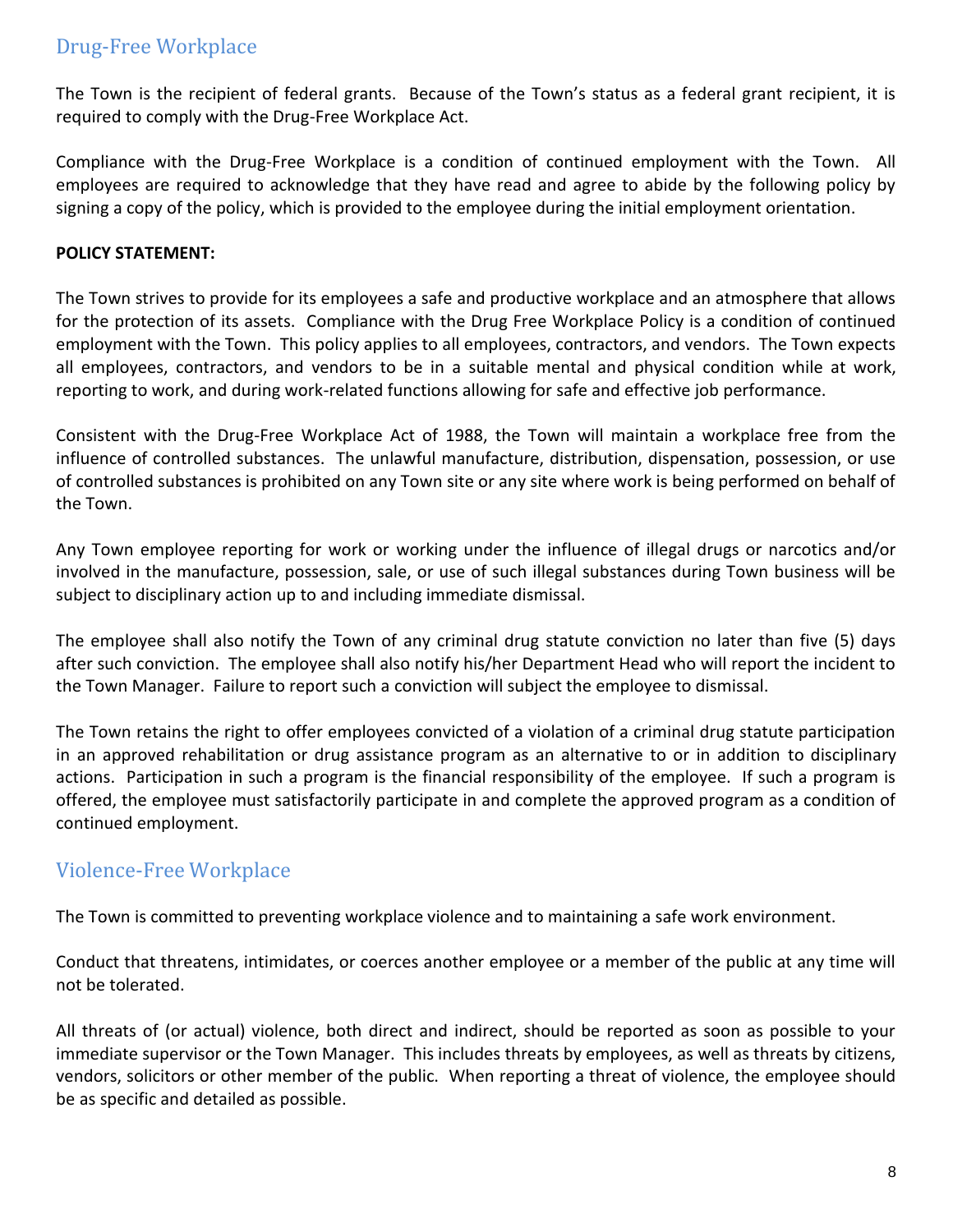## Drug-Free Workplace

The Town is the recipient of federal grants. Because of the Town's status as a federal grant recipient, it is required to comply with the Drug-Free Workplace Act.

Compliance with the Drug-Free Workplace is a condition of continued employment with the Town. All employees are required to acknowledge that they have read and agree to abide by the following policy by signing a copy of the policy, which is provided to the employee during the initial employment orientation.

**POLICY STATEMENT:**

The Town strives to provide for its employees a safe and productive workplace and an atmosphere that allows for the protection of its assets. Compliance with the Drug Free Workplace Policy is a condition of continued employment with the Town. This policy applies to all employees, contractors, and vendors. The Town expects all employees, contractors, and vendors to be in a suitable mental and physical condition while at work, reporting to work, and during work-related functions allowing for safe and effective job performance.

Consistent with the Drug-Free Workplace Act of 1988, the Town will maintain a workplace free from the influence of controlled substances. The unlawful manufacture, distribution, dispensation, possession, or use of controlled substances is prohibited on any Town site or any site where work is being performed on behalf of the Town.

Any Town employee reporting for work or working under the influence of illegal drugs or narcotics and/or involved in the manufacture, possession, sale, or use of such illegal substances during Town business will be subject to disciplinary action up to and including immediate dismissal.

The employee shall also notify the Town of any criminal drug statute conviction no later than five (5) days after such conviction. The employee shall also notify his/her Department Head who will report the incident to the Town Manager. Failure to report such a conviction will subject the employee to dismissal.

The Town retains the right to offer employees convicted of a violation of a criminal drug statute participation in an approved rehabilitation or drug assistance program as an alternative to or in addition to disciplinary actions. Participation in such a program is the financial responsibility of the employee. If such a program is offered, the employee must satisfactorily participate in and complete the approved program as a condition of continued employment.

## Violence-Free Workplace

The Town is committed to preventing workplace violence and to maintaining a safe work environment.

Conduct that threatens, intimidates, or coerces another employee or a member of the public at any time will not be tolerated.

All threats of (or actual) violence, both direct and indirect, should be reported as soon as possible to your immediate supervisor or the Town Manager. This includes threats by employees, as well as threats by citizens, vendors, solicitors or other member of the public. When reporting a threat of violence, the employee should be as specific and detailed as possible.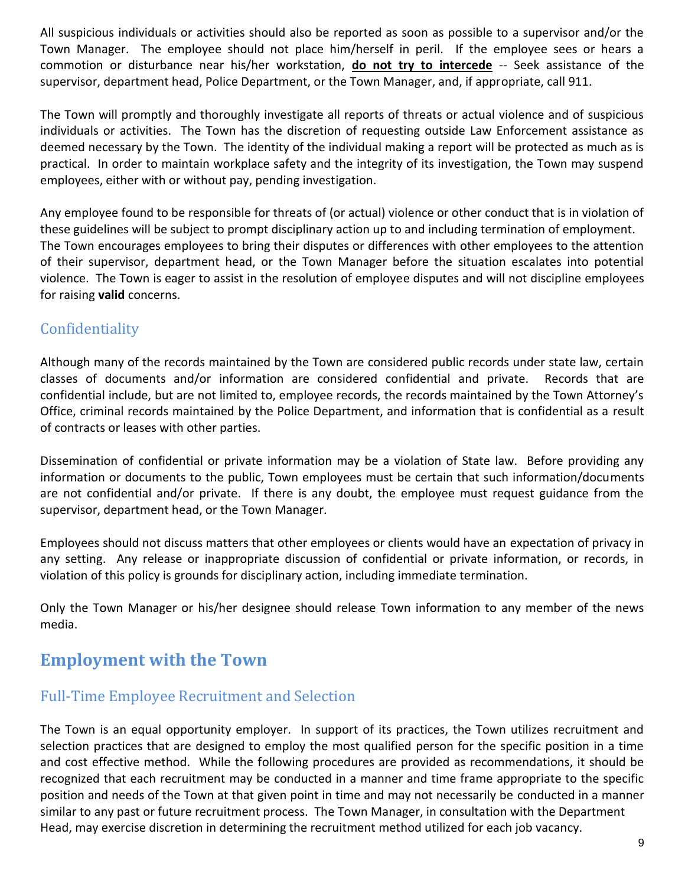All suspicious individuals or activities should also be reported as soon as possible to a supervisor and/or the Town Manager. The employee should not place him/herself in peril. If the employee sees or hears a commotion or disturbance near his/her workstation, **do not try to intercede** -- Seek assistance of the supervisor, department head, Police Department, or the Town Manager, and, if appropriate, call 911.

The Town will promptly and thoroughly investigate all reports of threats or actual violence and of suspicious individuals or activities. The Town has the discretion of requesting outside Law Enforcement assistance as deemed necessary by the Town. The identity of the individual making a report will be protected as much as is practical. In order to maintain workplace safety and the integrity of its investigation, the Town may suspend employees, either with or without pay, pending investigation.

Any employee found to be responsible for threats of (or actual) violence or other conduct that is in violation of these guidelines will be subject to prompt disciplinary action up to and including termination of employment. The Town encourages employees to bring their disputes or differences with other employees to the attention of their supervisor, department head, or the Town Manager before the situation escalates into potential violence. The Town is eager to assist in the resolution of employee disputes and will not discipline employees for raising **valid** concerns.

## Confidentiality

Although many of the records maintained by the Town are considered public records under state law, certain classes of documents and/or information are considered confidential and private. Records that are confidential include, but are not limited to, employee records, the records maintained by the Town Attorney's Office, criminal records maintained by the Police Department, and information that is confidential as a result of contracts or leases with other parties.

Dissemination of confidential or private information may be a violation of State law. Before providing any information or documents to the public, Town employees must be certain that such information/documents are not confidential and/or private. If there is any doubt, the employee must request guidance from the supervisor, department head, or the Town Manager.

Employees should not discuss matters that other employees or clients would have an expectation of privacy in any setting. Any release or inappropriate discussion of confidential or private information, or records, in violation of this policy is grounds for disciplinary action, including immediate termination.

Only the Town Manager or his/her designee should release Town information to any member of the news media.

# Employment with the Town

## Full-Time Employee Recruitment and Selection

The Town is an equal opportunity employer. In support of its practices, the Town utilizes recruitment and selection practices that are designed to employ the most qualified person for the specific position in a time and cost effective method. While the following procedures are provided as recommendations, it should be recognized that each recruitment may be conducted in a manner and time frame appropriate to the specific position and needs of the Town at that given point in time and may not necessarily be conducted in a manner similar to any past or future recruitment process. The Town Manager, in consultation with the Department Head, may exercise discretion in determining the recruitment method utilized for each job vacancy.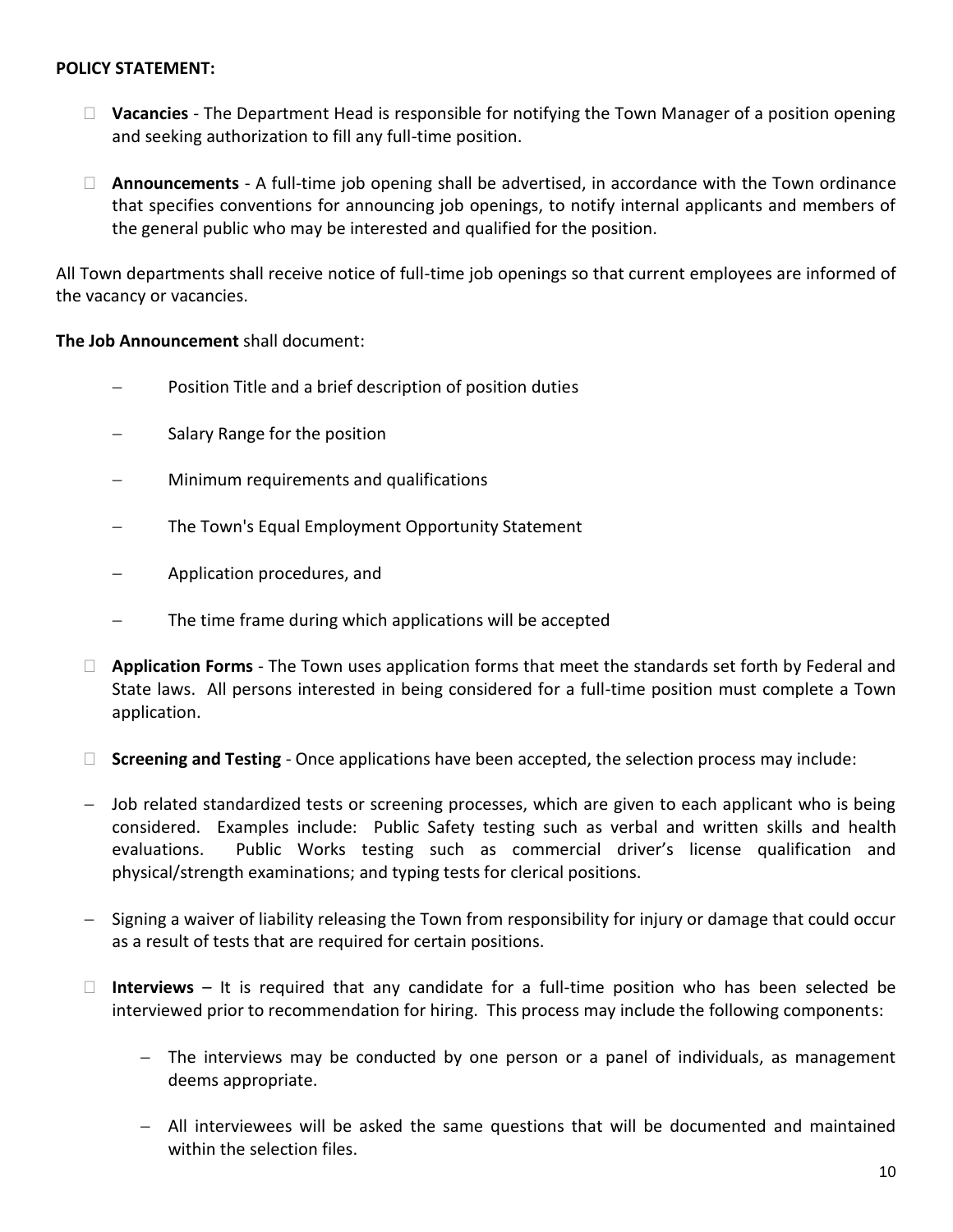**POLICY STATEMENT:**

- **Vacancies** - The Department Head is responsible for notifying the Town Manager of a position opening and seeking authorization to fill any full-time position.

- **Announcements** - A full-time job opening shall be advertised, in accordance with the Town ordinance that specifies conventions for announcing job openings, to notify internal applicants and members of the general public who may be interested and qualified for the position.

All Town departments shall receive notice of full-time job openings so that current employees are informed of the vacancy or vacancies.

**The Job Announcement** shall document:

- Position Title and a brief description of position duties
- Salary Range for the position
- Minimum requirements and qualifications
- The Town's Equal Employment Opportunity Statement
- Application procedures, and
- The time frame during which applications will be accepted

- **Application Forms** - The Town uses application forms that meet the standards set forth by Federal and State laws. All persons interested in being considered for a full-time position must complete a Town application.

- **Screening and Testing** - Once applications have been accepted, the selection process may include:

- Job related standardized tests or screening processes, which are given to each applicant who is being considered. Examples include: Public Safety testing such as verbal and written skills and health evaluations. Public Works testing such as commercial driver's license qualification and physical/strength examinations; and typing tests for clerical positions.

- Signing a waiver of liability releasing the Town from responsibility for injury or damage that could occur as a result of tests that are required for certain positions.

- **Interviews** – It is required that any candidate for a full-time position who has been selected be interviewed prior to recommendation for hiring. This process may include the following components:
  - The interviews may be conducted by one person or a panel of individuals, as management deems appropriate.
  - All interviewees will be asked the same questions that will be documented and maintained within the selection files.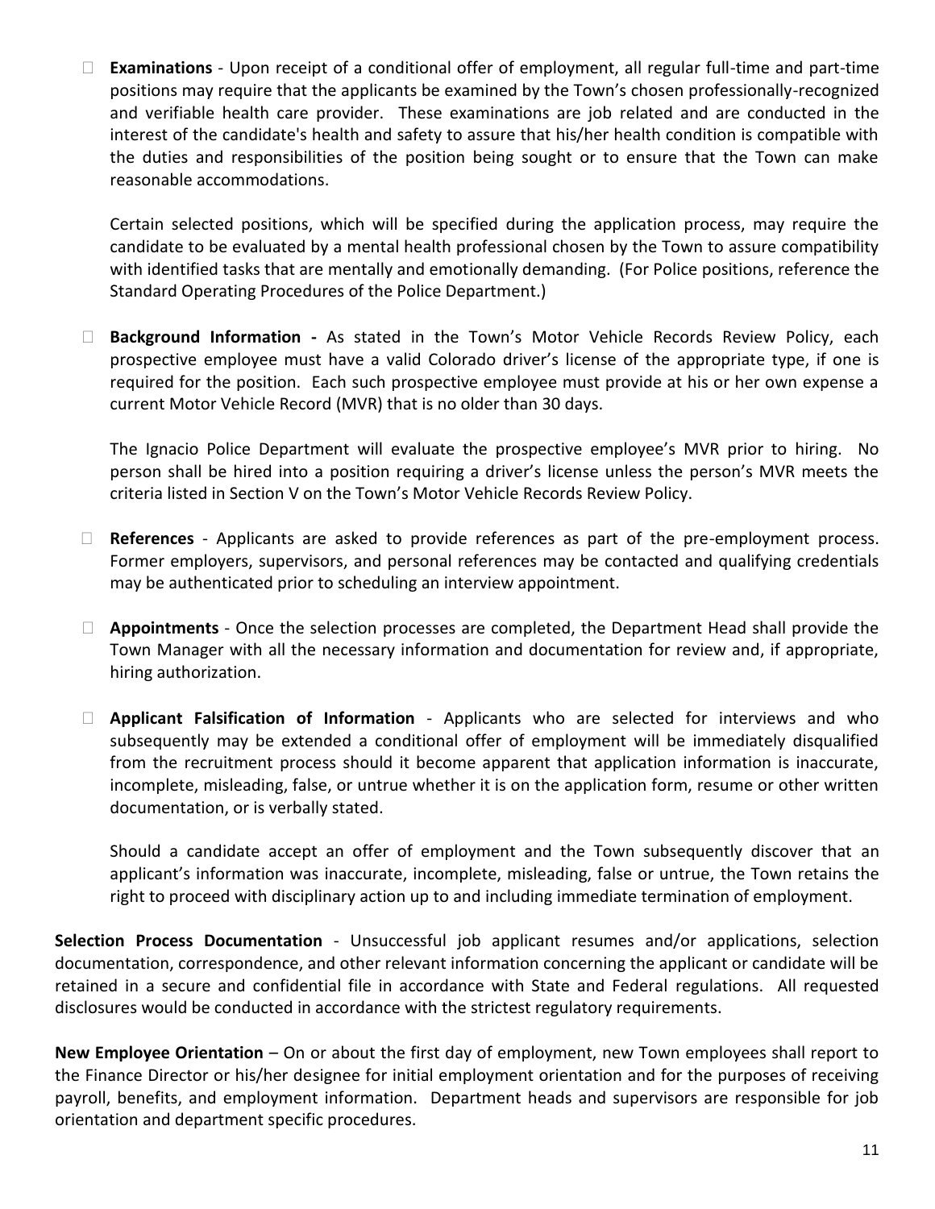- **Examinations** - Upon receipt of a conditional offer of employment, all regular full-time and part-time positions may require that the applicants be examined by the Town's chosen professionally-recognized and verifiable health care provider. These examinations are job related and are conducted in the interest of the candidate's health and safety to assure that his/her health condition is compatible with the duties and responsibilities of the position being sought or to ensure that the Town can make reasonable accommodations.

  Certain selected positions, which will be specified during the application process, may require the candidate to be evaluated by a mental health professional chosen by the Town to assure compatibility with identified tasks that are mentally and emotionally demanding. (For Police positions, reference the Standard Operating Procedures of the Police Department.)

- **Background Information -** As stated in the Town's Motor Vehicle Records Review Policy, each prospective employee must have a valid Colorado driver's license of the appropriate type, if one is required for the position. Each such prospective employee must provide at his or her own expense a current Motor Vehicle Record (MVR) that is no older than 30 days.

  The Ignacio Police Department will evaluate the prospective employee's MVR prior to hiring. No person shall be hired into a position requiring a driver's license unless the person's MVR meets the criteria listed in Section V on the Town's Motor Vehicle Records Review Policy.

- **References** - Applicants are asked to provide references as part of the pre-employment process. Former employers, supervisors, and personal references may be contacted and qualifying credentials may be authenticated prior to scheduling an interview appointment.

- **Appointments** - Once the selection processes are completed, the Department Head shall provide the Town Manager with all the necessary information and documentation for review and, if appropriate, hiring authorization.

- **Applicant Falsification of Information** - Applicants who are selected for interviews and who subsequently may be extended a conditional offer of employment will be immediately disqualified from the recruitment process should it become apparent that application information is inaccurate, incomplete, misleading, false, or untrue whether it is on the application form, resume or other written documentation, or is verbally stated.

  Should a candidate accept an offer of employment and the Town subsequently discover that an applicant's information was inaccurate, incomplete, misleading, false or untrue, the Town retains the right to proceed with disciplinary action up to and including immediate termination of employment.

**Selection Process Documentation** - Unsuccessful job applicant resumes and/or applications, selection documentation, correspondence, and other relevant information concerning the applicant or candidate will be retained in a secure and confidential file in accordance with State and Federal regulations. All requested disclosures would be conducted in accordance with the strictest regulatory requirements.

**New Employee Orientation** – On or about the first day of employment, new Town employees shall report to the Finance Director or his/her designee for initial employment orientation and for the purposes of receiving payroll, benefits, and employment information. Department heads and supervisors are responsible for job orientation and department specific procedures.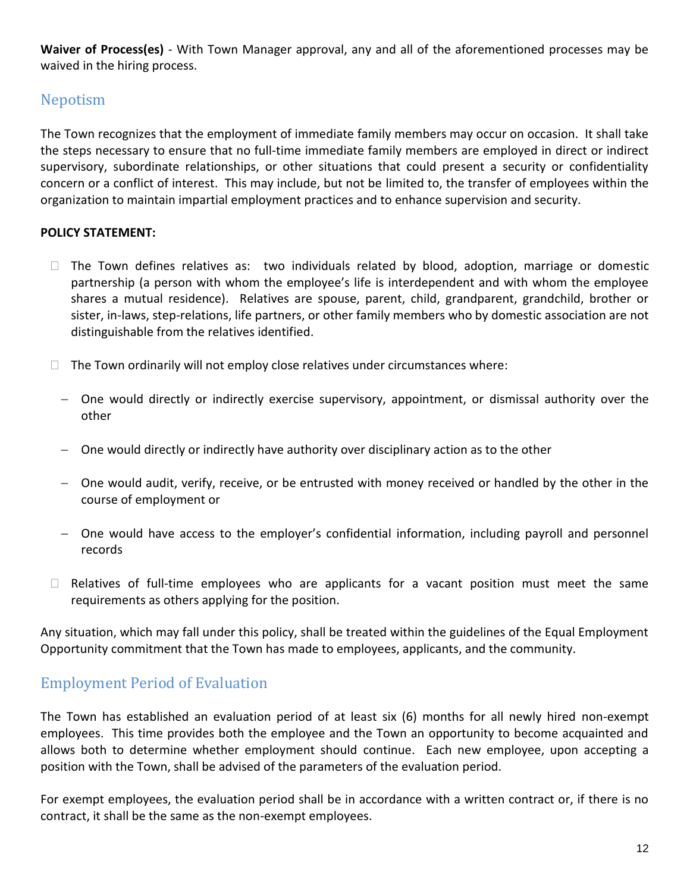**Waiver of Process(es)** - With Town Manager approval, any and all of the aforementioned processes may be waived in the hiring process.

## Nepotism

The Town recognizes that the employment of immediate family members may occur on occasion. It shall take the steps necessary to ensure that no full-time immediate family members are employed in direct or indirect supervisory, subordinate relationships, or other situations that could present a security or confidentiality concern or a conflict of interest. This may include, but not be limited to, the transfer of employees within the organization to maintain impartial employment practices and to enhance supervision and security.

**POLICY STATEMENT:**

- The Town defines relatives as: two individuals related by blood, adoption, marriage or domestic partnership (a person with whom the employee's life is interdependent and with whom the employee shares a mutual residence). Relatives are spouse, parent, child, grandparent, grandchild, brother or sister, in-laws, step-relations, life partners, or other family members who by domestic association are not distinguishable from the relatives identified.
- The Town ordinarily will not employ close relatives under circumstances where:
  - One would directly or indirectly exercise supervisory, appointment, or dismissal authority over the other
  - One would directly or indirectly have authority over disciplinary action as to the other
  - One would audit, verify, receive, or be entrusted with money received or handled by the other in the course of employment or
  - One would have access to the employer's confidential information, including payroll and personnel records
- Relatives of full-time employees who are applicants for a vacant position must meet the same requirements as others applying for the position.

Any situation, which may fall under this policy, shall be treated within the guidelines of the Equal Employment Opportunity commitment that the Town has made to employees, applicants, and the community.

## Employment Period of Evaluation

The Town has established an evaluation period of at least six (6) months for all newly hired non-exempt employees. This time provides both the employee and the Town an opportunity to become acquainted and allows both to determine whether employment should continue. Each new employee, upon accepting a position with the Town, shall be advised of the parameters of the evaluation period.

For exempt employees, the evaluation period shall be in accordance with a written contract or, if there is no contract, it shall be the same as the non-exempt employees.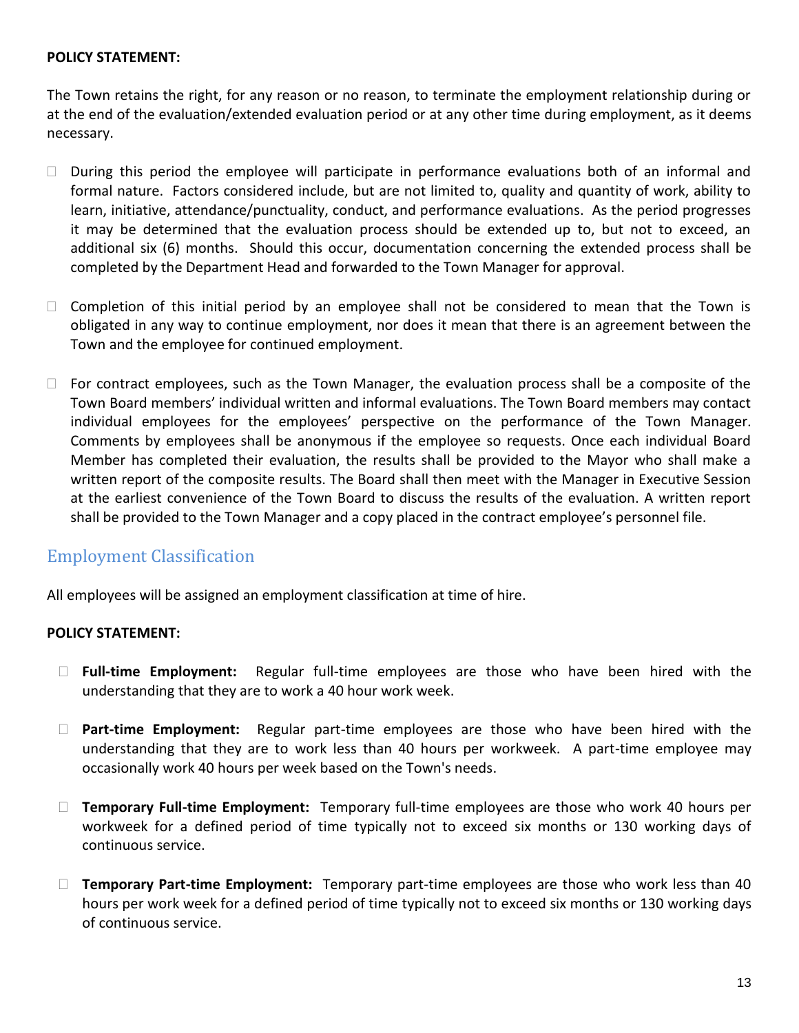**POLICY STATEMENT:**

The Town retains the right, for any reason or no reason, to terminate the employment relationship during or at the end of the evaluation/extended evaluation period or at any other time during employment, as it deems necessary.

- During this period the employee will participate in performance evaluations both of an informal and formal nature. Factors considered include, but are not limited to, quality and quantity of work, ability to learn, initiative, attendance/punctuality, conduct, and performance evaluations. As the period progresses it may be determined that the evaluation process should be extended up to, but not to exceed, an additional six (6) months. Should this occur, documentation concerning the extended process shall be completed by the Department Head and forwarded to the Town Manager for approval.

- Completion of this initial period by an employee shall not be considered to mean that the Town is obligated in any way to continue employment, nor does it mean that there is an agreement between the Town and the employee for continued employment.

- For contract employees, such as the Town Manager, the evaluation process shall be a composite of the Town Board members' individual written and informal evaluations. The Town Board members may contact individual employees for the employees' perspective on the performance of the Town Manager. Comments by employees shall be anonymous if the employee so requests. Once each individual Board Member has completed their evaluation, the results shall be provided to the Mayor who shall make a written report of the composite results. The Board shall then meet with the Manager in Executive Session at the earliest convenience of the Town Board to discuss the results of the evaluation. A written report shall be provided to the Town Manager and a copy placed in the contract employee's personnel file.

## Employment Classification

All employees will be assigned an employment classification at time of hire.

**POLICY STATEMENT:**

- **Full-time Employment:** Regular full-time employees are those who have been hired with the understanding that they are to work a 40 hour work week.

- **Part-time Employment:** Regular part-time employees are those who have been hired with the understanding that they are to work less than 40 hours per workweek. A part-time employee may occasionally work 40 hours per week based on the Town's needs.

- **Temporary Full-time Employment:** Temporary full-time employees are those who work 40 hours per workweek for a defined period of time typically not to exceed six months or 130 working days of continuous service.

- **Temporary Part-time Employment:** Temporary part-time employees are those who work less than 40 hours per work week for a defined period of time typically not to exceed six months or 130 working days of continuous service.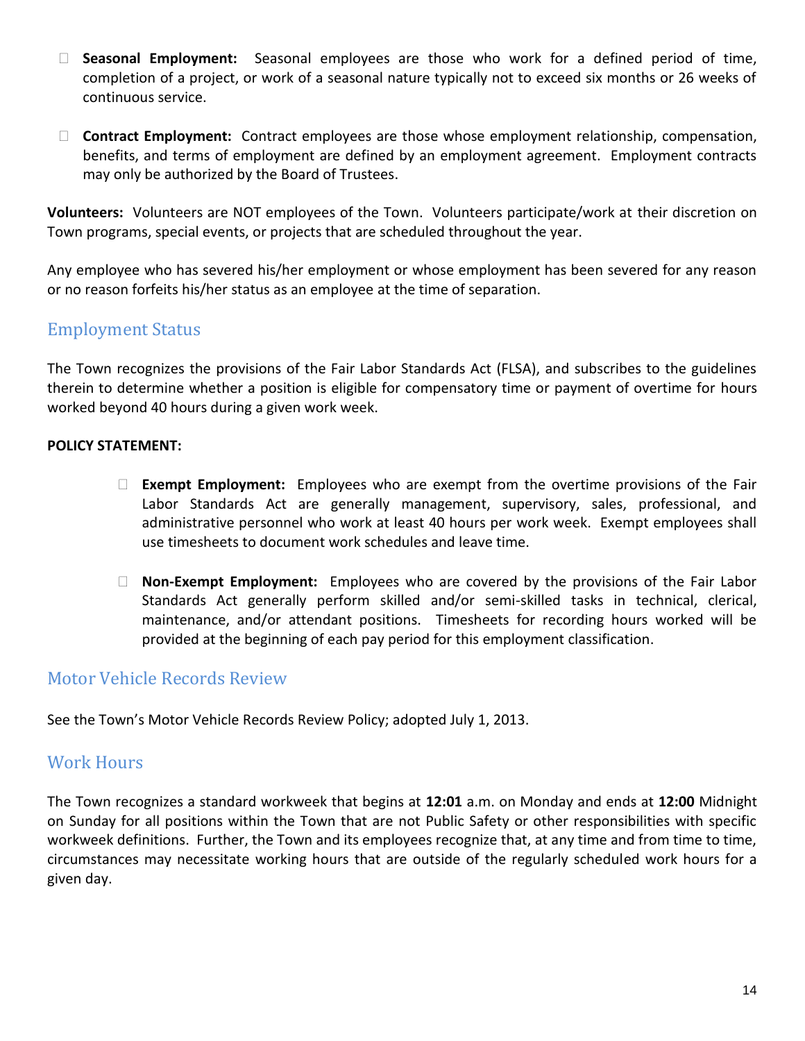- **Seasonal Employment:** Seasonal employees are those who work for a defined period of time, completion of a project, or work of a seasonal nature typically not to exceed six months or 26 weeks of continuous service.

- **Contract Employment:** Contract employees are those whose employment relationship, compensation, benefits, and terms of employment are defined by an employment agreement. Employment contracts may only be authorized by the Board of Trustees.

**Volunteers:** Volunteers are NOT employees of the Town. Volunteers participate/work at their discretion on Town programs, special events, or projects that are scheduled throughout the year.

Any employee who has severed his/her employment or whose employment has been severed for any reason or no reason forfeits his/her status as an employee at the time of separation.

## Employment Status

The Town recognizes the provisions of the Fair Labor Standards Act (FLSA), and subscribes to the guidelines therein to determine whether a position is eligible for compensatory time or payment of overtime for hours worked beyond 40 hours during a given work week.

**POLICY STATEMENT:**

- **Exempt Employment:** Employees who are exempt from the overtime provisions of the Fair Labor Standards Act are generally management, supervisory, sales, professional, and administrative personnel who work at least 40 hours per work week. Exempt employees shall use timesheets to document work schedules and leave time.

- **Non-Exempt Employment:** Employees who are covered by the provisions of the Fair Labor Standards Act generally perform skilled and/or semi-skilled tasks in technical, clerical, maintenance, and/or attendant positions. Timesheets for recording hours worked will be provided at the beginning of each pay period for this employment classification.

## Motor Vehicle Records Review

See the Town's Motor Vehicle Records Review Policy; adopted July 1, 2013.

## Work Hours

The Town recognizes a standard workweek that begins at **12:01** a.m. on Monday and ends at **12:00** Midnight on Sunday for all positions within the Town that are not Public Safety or other responsibilities with specific workweek definitions. Further, the Town and its employees recognize that, at any time and from time to time, circumstances may necessitate working hours that are outside of the regularly scheduled work hours for a given day.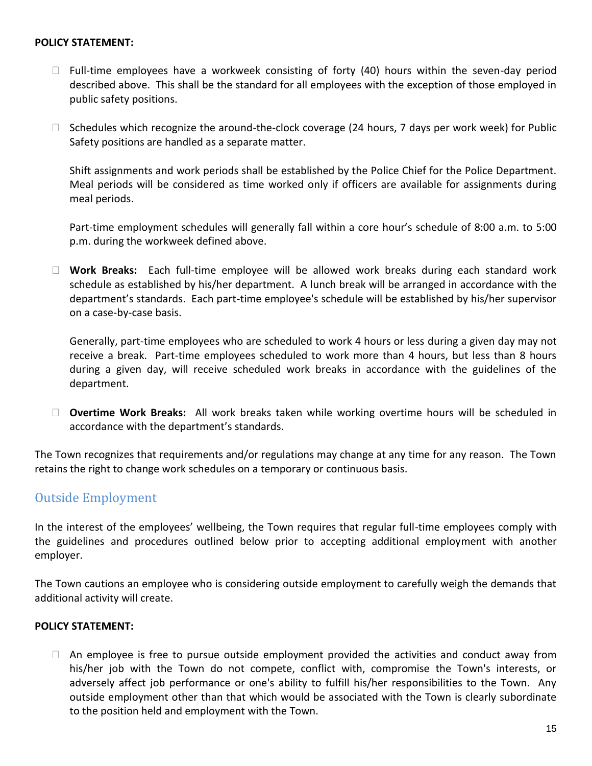**POLICY STATEMENT:**

- Full-time employees have a workweek consisting of forty (40) hours within the seven-day period described above. This shall be the standard for all employees with the exception of those employed in public safety positions.

- Schedules which recognize the around-the-clock coverage (24 hours, 7 days per work week) for Public Safety positions are handled as a separate matter.

  Shift assignments and work periods shall be established by the Police Chief for the Police Department. Meal periods will be considered as time worked only if officers are available for assignments during meal periods.

  Part-time employment schedules will generally fall within a core hour's schedule of 8:00 a.m. to 5:00 p.m. during the workweek defined above.

- **Work Breaks:** Each full-time employee will be allowed work breaks during each standard work schedule as established by his/her department. A lunch break will be arranged in accordance with the department's standards. Each part-time employee's schedule will be established by his/her supervisor on a case-by-case basis.

  Generally, part-time employees who are scheduled to work 4 hours or less during a given day may not receive a break. Part-time employees scheduled to work more than 4 hours, but less than 8 hours during a given day, will receive scheduled work breaks in accordance with the guidelines of the department.

- **Overtime Work Breaks:** All work breaks taken while working overtime hours will be scheduled in accordance with the department's standards.

The Town recognizes that requirements and/or regulations may change at any time for any reason. The Town retains the right to change work schedules on a temporary or continuous basis.

## Outside Employment

In the interest of the employees' wellbeing, the Town requires that regular full-time employees comply with the guidelines and procedures outlined below prior to accepting additional employment with another employer.

The Town cautions an employee who is considering outside employment to carefully weigh the demands that additional activity will create.

**POLICY STATEMENT:**

- An employee is free to pursue outside employment provided the activities and conduct away from his/her job with the Town do not compete, conflict with, compromise the Town's interests, or adversely affect job performance or one's ability to fulfill his/her responsibilities to the Town. Any outside employment other than that which would be associated with the Town is clearly subordinate to the position held and employment with the Town.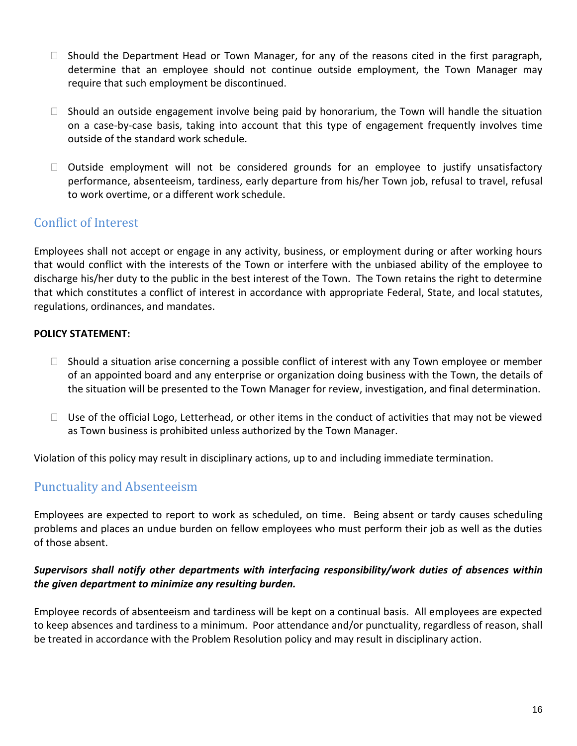- Should the Department Head or Town Manager, for any of the reasons cited in the first paragraph, determine that an employee should not continue outside employment, the Town Manager may require that such employment be discontinued.

- Should an outside engagement involve being paid by honorarium, the Town will handle the situation on a case-by-case basis, taking into account that this type of engagement frequently involves time outside of the standard work schedule.

- Outside employment will not be considered grounds for an employee to justify unsatisfactory performance, absenteeism, tardiness, early departure from his/her Town job, refusal to travel, refusal to work overtime, or a different work schedule.

## Conflict of Interest

Employees shall not accept or engage in any activity, business, or employment during or after working hours that would conflict with the interests of the Town or interfere with the unbiased ability of the employee to discharge his/her duty to the public in the best interest of the Town. The Town retains the right to determine that which constitutes a conflict of interest in accordance with appropriate Federal, State, and local statutes, regulations, ordinances, and mandates.

**POLICY STATEMENT:**

- Should a situation arise concerning a possible conflict of interest with any Town employee or member of an appointed board and any enterprise or organization doing business with the Town, the details of the situation will be presented to the Town Manager for review, investigation, and final determination.

- Use of the official Logo, Letterhead, or other items in the conduct of activities that may not be viewed as Town business is prohibited unless authorized by the Town Manager.

Violation of this policy may result in disciplinary actions, up to and including immediate termination.

## Punctuality and Absenteeism

Employees are expected to report to work as scheduled, on time. Being absent or tardy causes scheduling problems and places an undue burden on fellow employees who must perform their job as well as the duties of those absent.

***Supervisors shall notify other departments with interfacing responsibility/work duties of absences within the given department to minimize any resulting burden.***

Employee records of absenteeism and tardiness will be kept on a continual basis. All employees are expected to keep absences and tardiness to a minimum. Poor attendance and/or punctuality, regardless of reason, shall be treated in accordance with the Problem Resolution policy and may result in disciplinary action.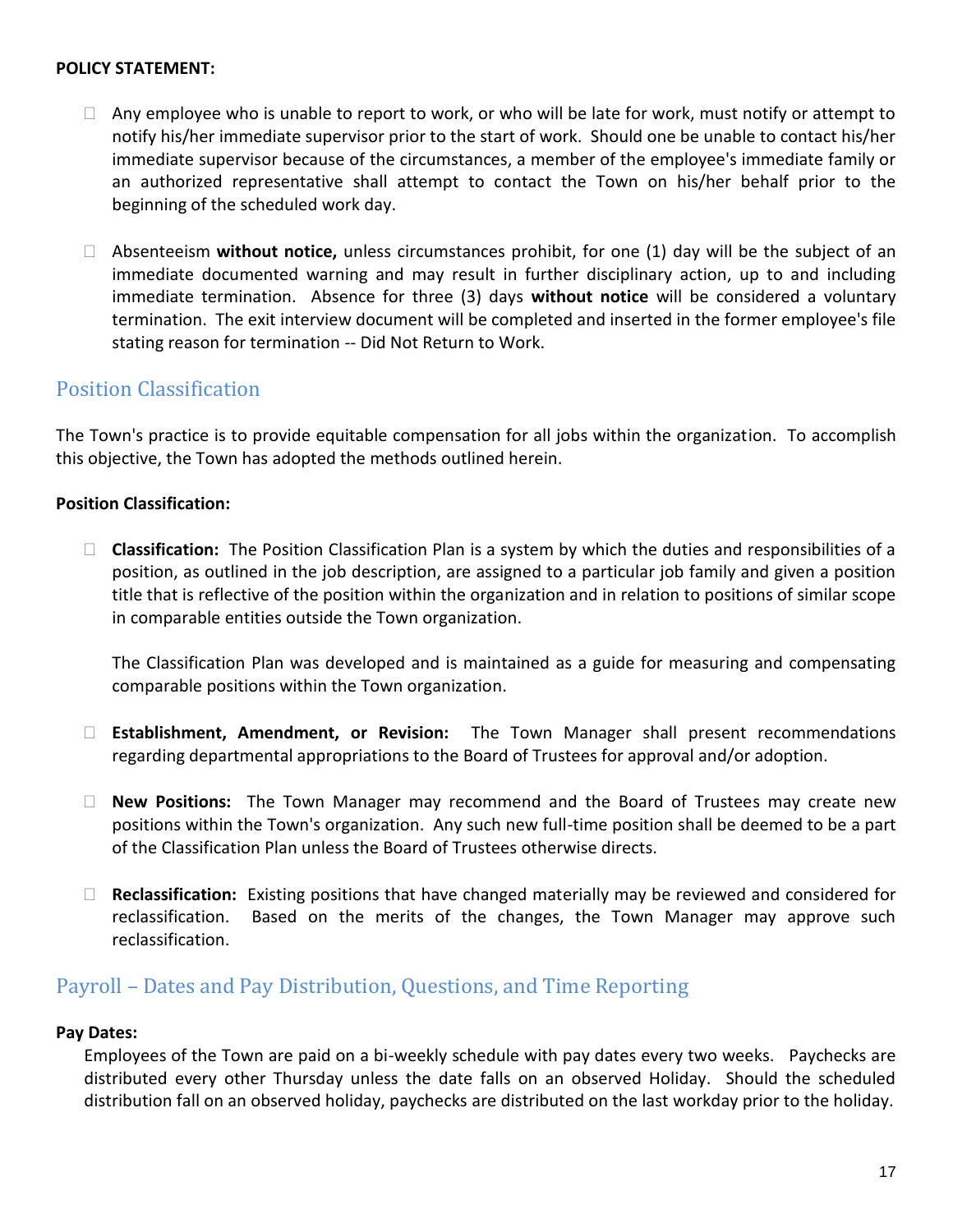**POLICY STATEMENT:**

- Any employee who is unable to report to work, or who will be late for work, must notify or attempt to notify his/her immediate supervisor prior to the start of work. Should one be unable to contact his/her immediate supervisor because of the circumstances, a member of the employee's immediate family or an authorized representative shall attempt to contact the Town on his/her behalf prior to the beginning of the scheduled work day.

- Absenteeism **without notice,** unless circumstances prohibit, for one (1) day will be the subject of an immediate documented warning and may result in further disciplinary action, up to and including immediate termination. Absence for three (3) days **without notice** will be considered a voluntary termination. The exit interview document will be completed and inserted in the former employee's file stating reason for termination -- Did Not Return to Work.

## Position Classification

The Town's practice is to provide equitable compensation for all jobs within the organization. To accomplish this objective, the Town has adopted the methods outlined herein.

**Position Classification:**

- **Classification:** The Position Classification Plan is a system by which the duties and responsibilities of a position, as outlined in the job description, are assigned to a particular job family and given a position title that is reflective of the position within the organization and in relation to positions of similar scope in comparable entities outside the Town organization.

  The Classification Plan was developed and is maintained as a guide for measuring and compensating comparable positions within the Town organization.

- **Establishment, Amendment, or Revision:** The Town Manager shall present recommendations regarding departmental appropriations to the Board of Trustees for approval and/or adoption.

- **New Positions:** The Town Manager may recommend and the Board of Trustees may create new positions within the Town's organization. Any such new full-time position shall be deemed to be a part of the Classification Plan unless the Board of Trustees otherwise directs.

- **Reclassification:** Existing positions that have changed materially may be reviewed and considered for reclassification. Based on the merits of the changes, the Town Manager may approve such reclassification.

## Payroll – Dates and Pay Distribution, Questions, and Time Reporting

**Pay Dates:**

Employees of the Town are paid on a bi-weekly schedule with pay dates every two weeks. Paychecks are distributed every other Thursday unless the date falls on an observed Holiday. Should the scheduled distribution fall on an observed holiday, paychecks are distributed on the last workday prior to the holiday.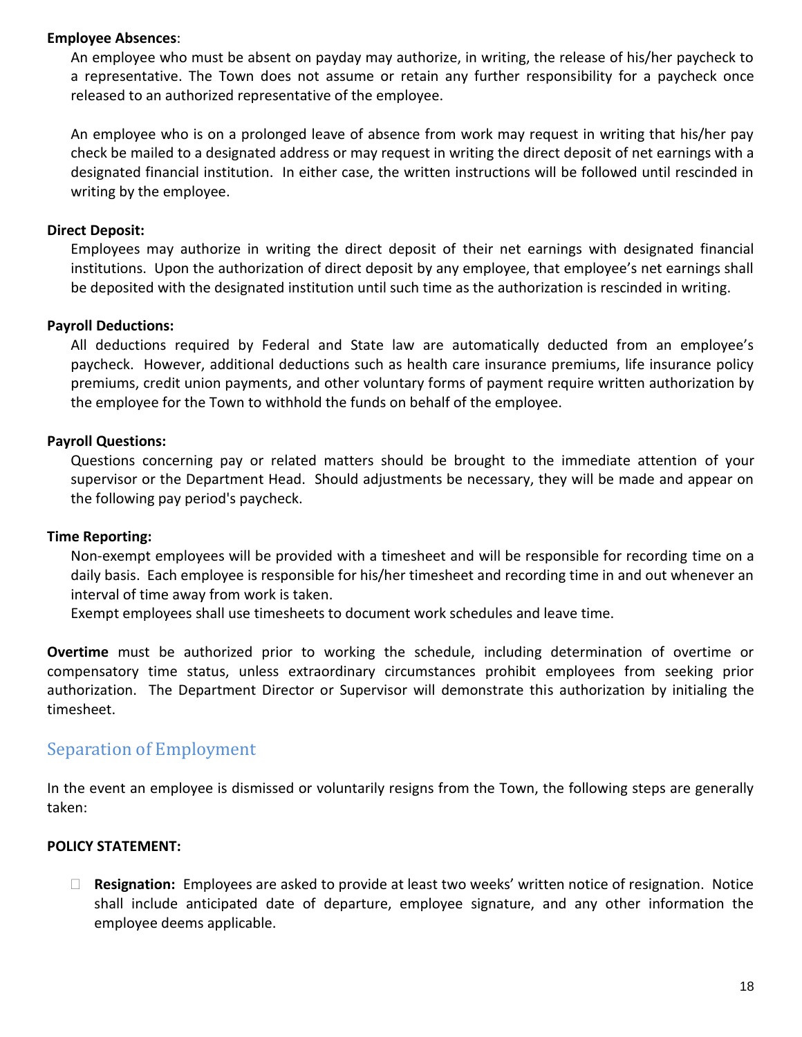**Employee Absences**:

An employee who must be absent on payday may authorize, in writing, the release of his/her paycheck to a representative. The Town does not assume or retain any further responsibility for a paycheck once released to an authorized representative of the employee.

An employee who is on a prolonged leave of absence from work may request in writing that his/her pay check be mailed to a designated address or may request in writing the direct deposit of net earnings with a designated financial institution. In either case, the written instructions will be followed until rescinded in writing by the employee.

**Direct Deposit:**

Employees may authorize in writing the direct deposit of their net earnings with designated financial institutions. Upon the authorization of direct deposit by any employee, that employee's net earnings shall be deposited with the designated institution until such time as the authorization is rescinded in writing.

**Payroll Deductions:**

All deductions required by Federal and State law are automatically deducted from an employee's paycheck. However, additional deductions such as health care insurance premiums, life insurance policy premiums, credit union payments, and other voluntary forms of payment require written authorization by the employee for the Town to withhold the funds on behalf of the employee.

**Payroll Questions:**

Questions concerning pay or related matters should be brought to the immediate attention of your supervisor or the Department Head. Should adjustments be necessary, they will be made and appear on the following pay period's paycheck.

**Time Reporting:**

Non-exempt employees will be provided with a timesheet and will be responsible for recording time on a daily basis. Each employee is responsible for his/her timesheet and recording time in and out whenever an interval of time away from work is taken.

Exempt employees shall use timesheets to document work schedules and leave time.

**Overtime** must be authorized prior to working the schedule, including determination of overtime or compensatory time status, unless extraordinary circumstances prohibit employees from seeking prior authorization. The Department Director or Supervisor will demonstrate this authorization by initialing the timesheet.

## Separation of Employment

In the event an employee is dismissed or voluntarily resigns from the Town, the following steps are generally taken:

**POLICY STATEMENT:**

- **Resignation:** Employees are asked to provide at least two weeks' written notice of resignation. Notice shall include anticipated date of departure, employee signature, and any other information the employee deems applicable.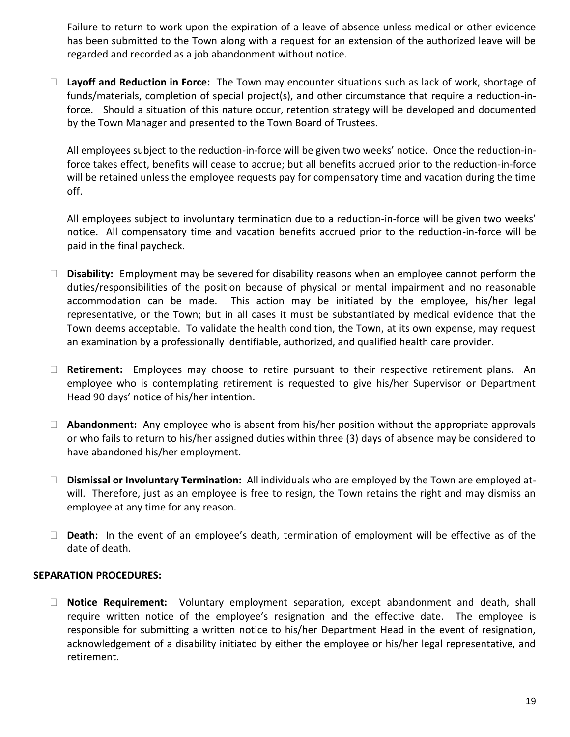Failure to return to work upon the expiration of a leave of absence unless medical or other evidence has been submitted to the Town along with a request for an extension of the authorized leave will be regarded and recorded as a job abandonment without notice.

- **Layoff and Reduction in Force:** The Town may encounter situations such as lack of work, shortage of funds/materials, completion of special project(s), and other circumstance that require a reduction-in-force. Should a situation of this nature occur, retention strategy will be developed and documented by the Town Manager and presented to the Town Board of Trustees.

  All employees subject to the reduction-in-force will be given two weeks' notice. Once the reduction-in-force takes effect, benefits will cease to accrue; but all benefits accrued prior to the reduction-in-force will be retained unless the employee requests pay for compensatory time and vacation during the time off.

  All employees subject to involuntary termination due to a reduction-in-force will be given two weeks' notice. All compensatory time and vacation benefits accrued prior to the reduction-in-force will be paid in the final paycheck.

- **Disability:** Employment may be severed for disability reasons when an employee cannot perform the duties/responsibilities of the position because of physical or mental impairment and no reasonable accommodation can be made. This action may be initiated by the employee, his/her legal representative, or the Town; but in all cases it must be substantiated by medical evidence that the Town deems acceptable. To validate the health condition, the Town, at its own expense, may request an examination by a professionally identifiable, authorized, and qualified health care provider.

- **Retirement:** Employees may choose to retire pursuant to their respective retirement plans. An employee who is contemplating retirement is requested to give his/her Supervisor or Department Head 90 days' notice of his/her intention.

- **Abandonment:** Any employee who is absent from his/her position without the appropriate approvals or who fails to return to his/her assigned duties within three (3) days of absence may be considered to have abandoned his/her employment.

- **Dismissal or Involuntary Termination:** All individuals who are employed by the Town are employed at-will. Therefore, just as an employee is free to resign, the Town retains the right and may dismiss an employee at any time for any reason.

- **Death:** In the event of an employee's death, termination of employment will be effective as of the date of death.

**SEPARATION PROCEDURES:**

- **Notice Requirement:** Voluntary employment separation, except abandonment and death, shall require written notice of the employee's resignation and the effective date. The employee is responsible for submitting a written notice to his/her Department Head in the event of resignation, acknowledgement of a disability initiated by either the employee or his/her legal representative, and retirement.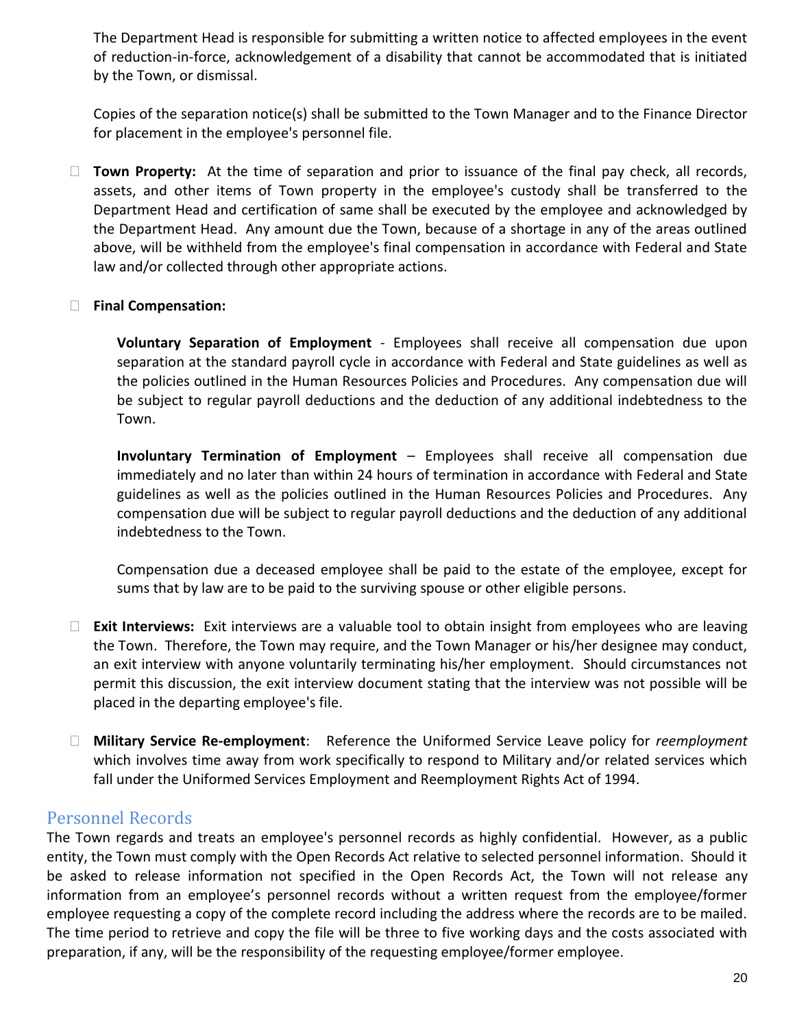The Department Head is responsible for submitting a written notice to affected employees in the event of reduction-in-force, acknowledgement of a disability that cannot be accommodated that is initiated by the Town, or dismissal.

Copies of the separation notice(s) shall be submitted to the Town Manager and to the Finance Director for placement in the employee's personnel file.

- **Town Property:** At the time of separation and prior to issuance of the final pay check, all records, assets, and other items of Town property in the employee's custody shall be transferred to the Department Head and certification of same shall be executed by the employee and acknowledged by the Department Head. Any amount due the Town, because of a shortage in any of the areas outlined above, will be withheld from the employee's final compensation in accordance with Federal and State law and/or collected through other appropriate actions.

- **Final Compensation:**

  **Voluntary Separation of Employment** - Employees shall receive all compensation due upon separation at the standard payroll cycle in accordance with Federal and State guidelines as well as the policies outlined in the Human Resources Policies and Procedures. Any compensation due will be subject to regular payroll deductions and the deduction of any additional indebtedness to the Town.

  **Involuntary Termination of Employment** – Employees shall receive all compensation due immediately and no later than within 24 hours of termination in accordance with Federal and State guidelines as well as the policies outlined in the Human Resources Policies and Procedures. Any compensation due will be subject to regular payroll deductions and the deduction of any additional indebtedness to the Town.

  Compensation due a deceased employee shall be paid to the estate of the employee, except for sums that by law are to be paid to the surviving spouse or other eligible persons.

- **Exit Interviews:** Exit interviews are a valuable tool to obtain insight from employees who are leaving the Town. Therefore, the Town may require, and the Town Manager or his/her designee may conduct, an exit interview with anyone voluntarily terminating his/her employment. Should circumstances not permit this discussion, the exit interview document stating that the interview was not possible will be placed in the departing employee's file.

- **Military Service Re-employment**: Reference the Uniformed Service Leave policy for *reemployment* which involves time away from work specifically to respond to Military and/or related services which fall under the Uniformed Services Employment and Reemployment Rights Act of 1994.

## Personnel Records

The Town regards and treats an employee's personnel records as highly confidential. However, as a public entity, the Town must comply with the Open Records Act relative to selected personnel information. Should it be asked to release information not specified in the Open Records Act, the Town will not release any information from an employee's personnel records without a written request from the employee/former employee requesting a copy of the complete record including the address where the records are to be mailed. The time period to retrieve and copy the file will be three to five working days and the costs associated with preparation, if any, will be the responsibility of the requesting employee/former employee.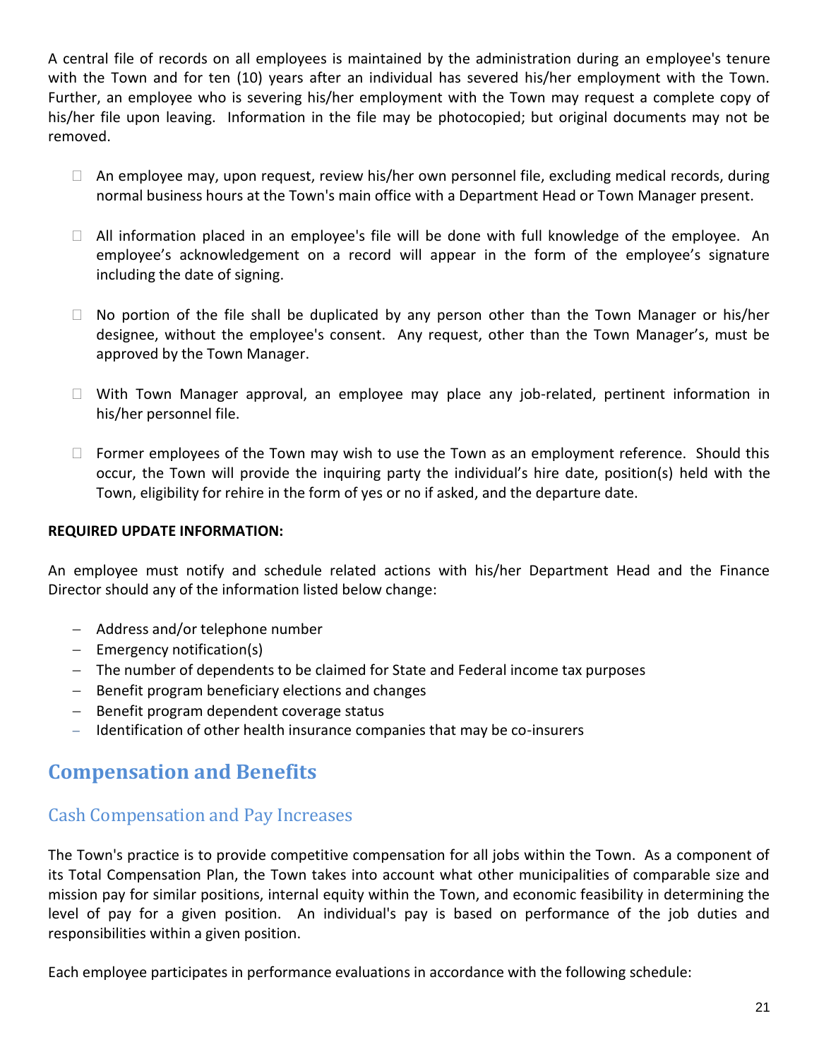A central file of records on all employees is maintained by the administration during an employee's tenure with the Town and for ten (10) years after an individual has severed his/her employment with the Town. Further, an employee who is severing his/her employment with the Town may request a complete copy of his/her file upon leaving. Information in the file may be photocopied; but original documents may not be removed.

- An employee may, upon request, review his/her own personnel file, excluding medical records, during normal business hours at the Town's main office with a Department Head or Town Manager present.
- All information placed in an employee's file will be done with full knowledge of the employee. An employee's acknowledgement on a record will appear in the form of the employee's signature including the date of signing.
- No portion of the file shall be duplicated by any person other than the Town Manager or his/her designee, without the employee's consent. Any request, other than the Town Manager's, must be approved by the Town Manager.
- With Town Manager approval, an employee may place any job-related, pertinent information in his/her personnel file.
- Former employees of the Town may wish to use the Town as an employment reference. Should this occur, the Town will provide the inquiring party the individual's hire date, position(s) held with the Town, eligibility for rehire in the form of yes or no if asked, and the departure date.

**REQUIRED UPDATE INFORMATION:**

An employee must notify and schedule related actions with his/her Department Head and the Finance Director should any of the information listed below change:

- Address and/or telephone number
- Emergency notification(s)
- The number of dependents to be claimed for State and Federal income tax purposes
- Benefit program beneficiary elections and changes
- Benefit program dependent coverage status
- Identification of other health insurance companies that may be co-insurers

# Compensation and Benefits

## Cash Compensation and Pay Increases

The Town's practice is to provide competitive compensation for all jobs within the Town. As a component of its Total Compensation Plan, the Town takes into account what other municipalities of comparable size and mission pay for similar positions, internal equity within the Town, and economic feasibility in determining the level of pay for a given position. An individual's pay is based on performance of the job duties and responsibilities within a given position.

Each employee participates in performance evaluations in accordance with the following schedule: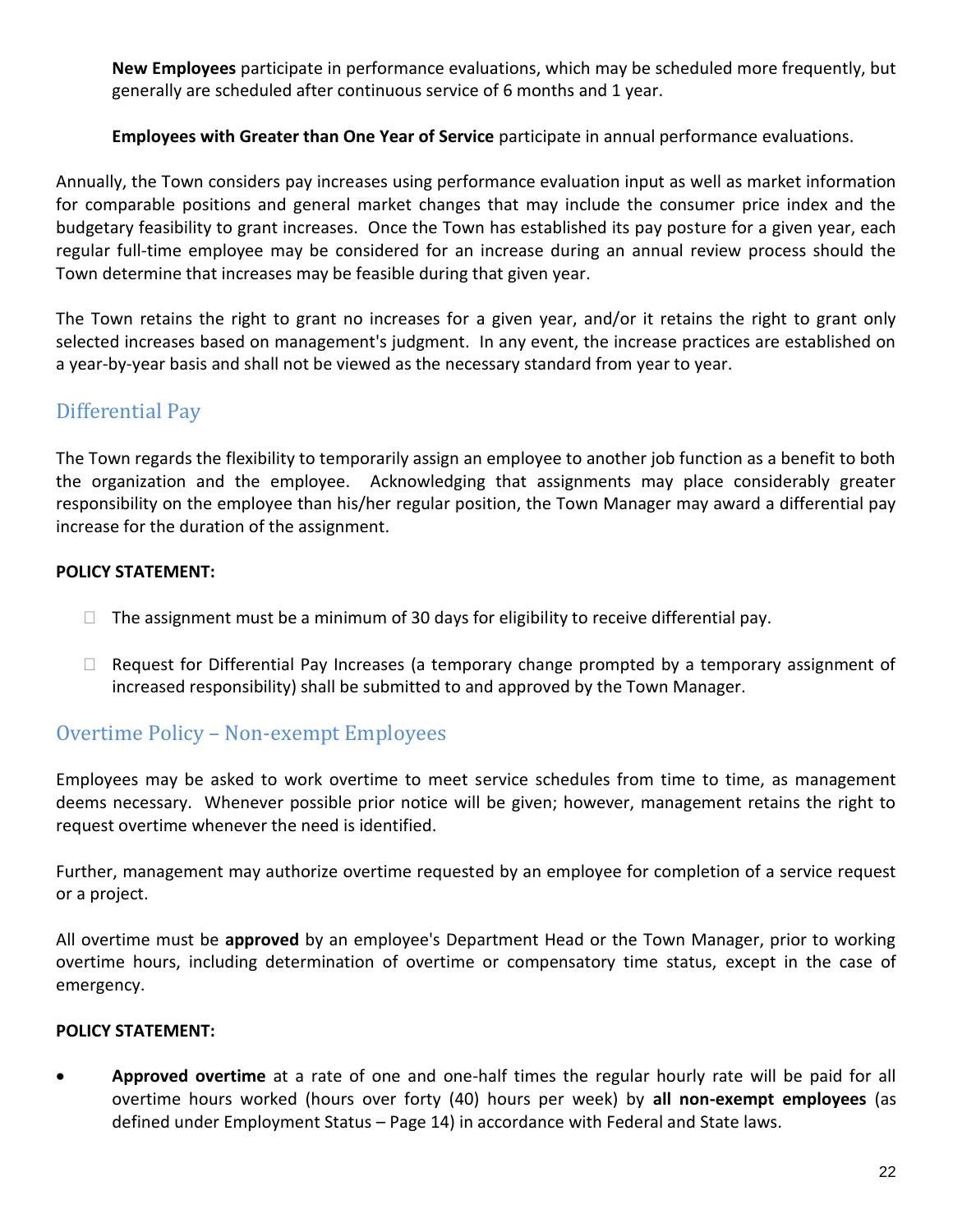**New Employees** participate in performance evaluations, which may be scheduled more frequently, but generally are scheduled after continuous service of 6 months and 1 year.

**Employees with Greater than One Year of Service** participate in annual performance evaluations.

Annually, the Town considers pay increases using performance evaluation input as well as market information for comparable positions and general market changes that may include the consumer price index and the budgetary feasibility to grant increases. Once the Town has established its pay posture for a given year, each regular full-time employee may be considered for an increase during an annual review process should the Town determine that increases may be feasible during that given year.

The Town retains the right to grant no increases for a given year, and/or it retains the right to grant only selected increases based on management's judgment. In any event, the increase practices are established on a year-by-year basis and shall not be viewed as the necessary standard from year to year.

## Differential Pay

The Town regards the flexibility to temporarily assign an employee to another job function as a benefit to both the organization and the employee. Acknowledging that assignments may place considerably greater responsibility on the employee than his/her regular position, the Town Manager may award a differential pay increase for the duration of the assignment.

**POLICY STATEMENT:**

- The assignment must be a minimum of 30 days for eligibility to receive differential pay.
- Request for Differential Pay Increases (a temporary change prompted by a temporary assignment of increased responsibility) shall be submitted to and approved by the Town Manager.

## Overtime Policy – Non-exempt Employees

Employees may be asked to work overtime to meet service schedules from time to time, as management deems necessary. Whenever possible prior notice will be given; however, management retains the right to request overtime whenever the need is identified.

Further, management may authorize overtime requested by an employee for completion of a service request or a project.

All overtime must be **approved** by an employee's Department Head or the Town Manager, prior to working overtime hours, including determination of overtime or compensatory time status, except in the case of emergency.

**POLICY STATEMENT:**

- **Approved overtime** at a rate of one and one-half times the regular hourly rate will be paid for all overtime hours worked (hours over forty (40) hours per week) by **all non-exempt employees** (as defined under Employment Status – Page 14) in accordance with Federal and State laws.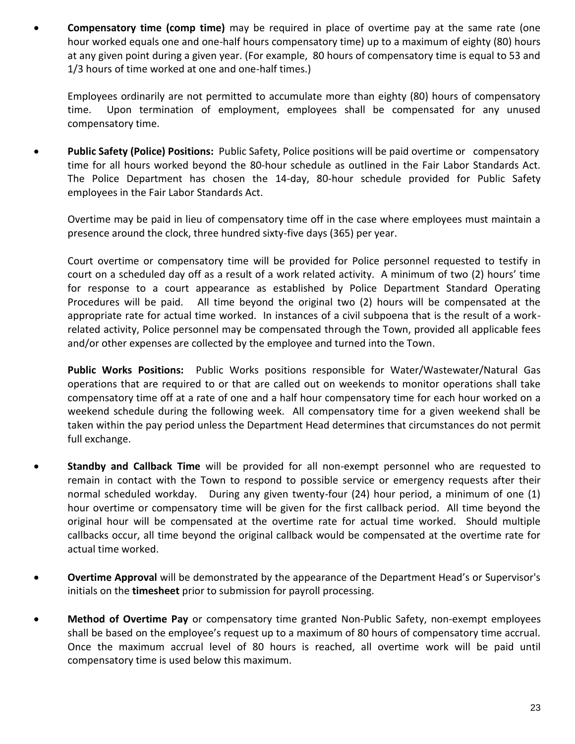- **Compensatory time (comp time)** may be required in place of overtime pay at the same rate (one hour worked equals one and one-half hours compensatory time) up to a maximum of eighty (80) hours at any given point during a given year. (For example, 80 hours of compensatory time is equal to 53 and 1/3 hours of time worked at one and one-half times.)

  Employees ordinarily are not permitted to accumulate more than eighty (80) hours of compensatory time. Upon termination of employment, employees shall be compensated for any unused compensatory time.

- **Public Safety (Police) Positions:** Public Safety, Police positions will be paid overtime or compensatory time for all hours worked beyond the 80-hour schedule as outlined in the Fair Labor Standards Act. The Police Department has chosen the 14-day, 80-hour schedule provided for Public Safety employees in the Fair Labor Standards Act.

  Overtime may be paid in lieu of compensatory time off in the case where employees must maintain a presence around the clock, three hundred sixty-five days (365) per year.

  Court overtime or compensatory time will be provided for Police personnel requested to testify in court on a scheduled day off as a result of a work related activity. A minimum of two (2) hours' time for response to a court appearance as established by Police Department Standard Operating Procedures will be paid. All time beyond the original two (2) hours will be compensated at the appropriate rate for actual time worked. In instances of a civil subpoena that is the result of a work-related activity, Police personnel may be compensated through the Town, provided all applicable fees and/or other expenses are collected by the employee and turned into the Town.

  **Public Works Positions:** Public Works positions responsible for Water/Wastewater/Natural Gas operations that are required to or that are called out on weekends to monitor operations shall take compensatory time off at a rate of one and a half hour compensatory time for each hour worked on a weekend schedule during the following week. All compensatory time for a given weekend shall be taken within the pay period unless the Department Head determines that circumstances do not permit full exchange.

- **Standby and Callback Time** will be provided for all non-exempt personnel who are requested to remain in contact with the Town to respond to possible service or emergency requests after their normal scheduled workday. During any given twenty-four (24) hour period, a minimum of one (1) hour overtime or compensatory time will be given for the first callback period. All time beyond the original hour will be compensated at the overtime rate for actual time worked. Should multiple callbacks occur, all time beyond the original callback would be compensated at the overtime rate for actual time worked.

- **Overtime Approval** will be demonstrated by the appearance of the Department Head's or Supervisor's initials on the **timesheet** prior to submission for payroll processing.

- **Method of Overtime Pay** or compensatory time granted Non-Public Safety, non-exempt employees shall be based on the employee's request up to a maximum of 80 hours of compensatory time accrual. Once the maximum accrual level of 80 hours is reached, all overtime work will be paid until compensatory time is used below this maximum.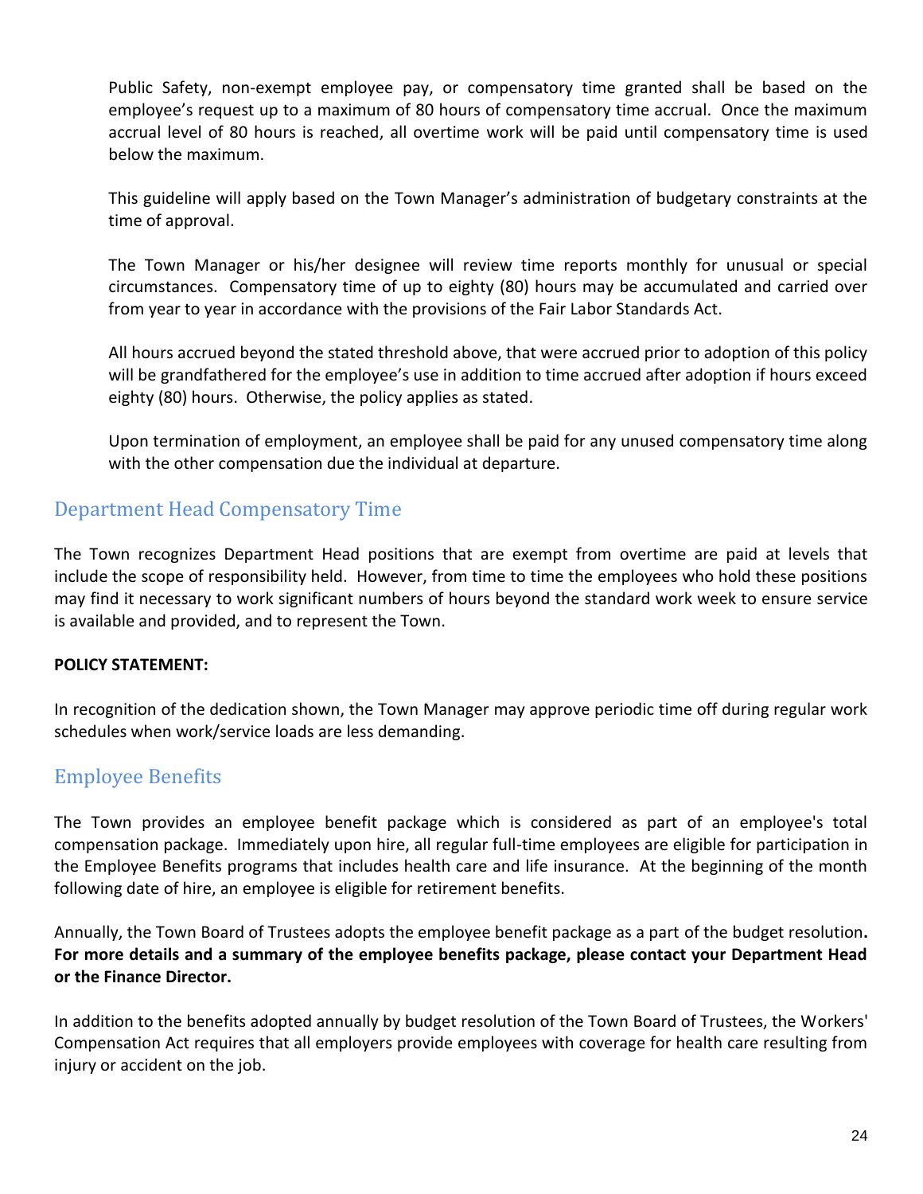Public Safety, non-exempt employee pay, or compensatory time granted shall be based on the employee's request up to a maximum of 80 hours of compensatory time accrual. Once the maximum accrual level of 80 hours is reached, all overtime work will be paid until compensatory time is used below the maximum.

This guideline will apply based on the Town Manager's administration of budgetary constraints at the time of approval.

The Town Manager or his/her designee will review time reports monthly for unusual or special circumstances. Compensatory time of up to eighty (80) hours may be accumulated and carried over from year to year in accordance with the provisions of the Fair Labor Standards Act.

All hours accrued beyond the stated threshold above, that were accrued prior to adoption of this policy will be grandfathered for the employee's use in addition to time accrued after adoption if hours exceed eighty (80) hours. Otherwise, the policy applies as stated.

Upon termination of employment, an employee shall be paid for any unused compensatory time along with the other compensation due the individual at departure.

## Department Head Compensatory Time

The Town recognizes Department Head positions that are exempt from overtime are paid at levels that include the scope of responsibility held. However, from time to time the employees who hold these positions may find it necessary to work significant numbers of hours beyond the standard work week to ensure service is available and provided, and to represent the Town.

**POLICY STATEMENT:**

In recognition of the dedication shown, the Town Manager may approve periodic time off during regular work schedules when work/service loads are less demanding.

## Employee Benefits

The Town provides an employee benefit package which is considered as part of an employee's total compensation package. Immediately upon hire, all regular full-time employees are eligible for participation in the Employee Benefits programs that includes health care and life insurance. At the beginning of the month following date of hire, an employee is eligible for retirement benefits.

Annually, the Town Board of Trustees adopts the employee benefit package as a part of the budget resolution. **For more details and a summary of the employee benefits package, please contact your Department Head or the Finance Director.**

In addition to the benefits adopted annually by budget resolution of the Town Board of Trustees, the Workers' Compensation Act requires that all employers provide employees with coverage for health care resulting from injury or accident on the job.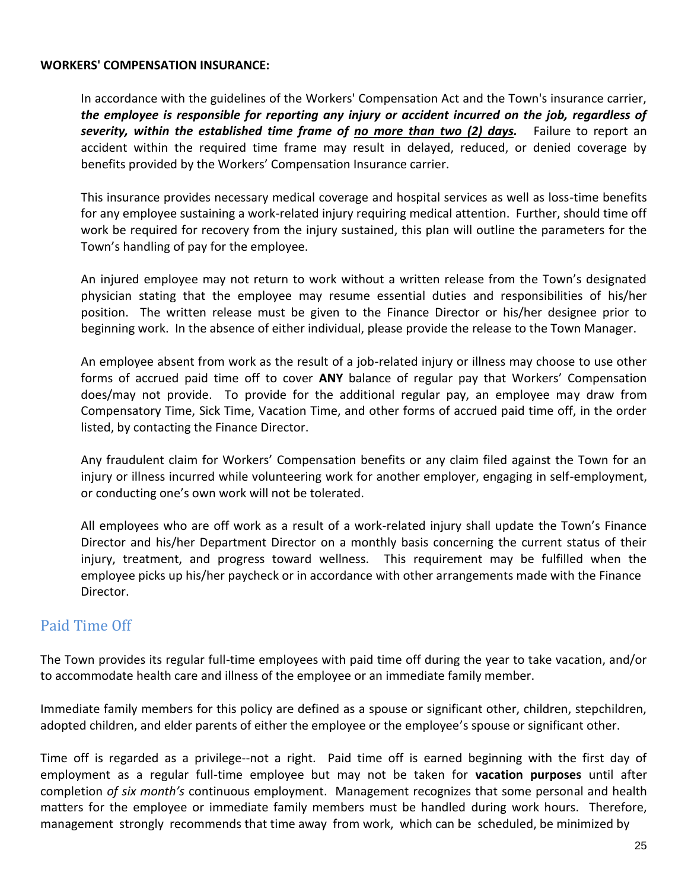**WORKERS' COMPENSATION INSURANCE:**

In accordance with the guidelines of the Workers' Compensation Act and the Town's insurance carrier, ***the employee is responsible for reporting any injury or accident incurred on the job, regardless of severity, within the established time frame of no more than two (2) days.*** Failure to report an accident within the required time frame may result in delayed, reduced, or denied coverage by benefits provided by the Workers' Compensation Insurance carrier.

This insurance provides necessary medical coverage and hospital services as well as loss-time benefits for any employee sustaining a work-related injury requiring medical attention. Further, should time off work be required for recovery from the injury sustained, this plan will outline the parameters for the Town's handling of pay for the employee.

An injured employee may not return to work without a written release from the Town's designated physician stating that the employee may resume essential duties and responsibilities of his/her position. The written release must be given to the Finance Director or his/her designee prior to beginning work. In the absence of either individual, please provide the release to the Town Manager.

An employee absent from work as the result of a job-related injury or illness may choose to use other forms of accrued paid time off to cover **ANY** balance of regular pay that Workers' Compensation does/may not provide. To provide for the additional regular pay, an employee may draw from Compensatory Time, Sick Time, Vacation Time, and other forms of accrued paid time off, in the order listed, by contacting the Finance Director.

Any fraudulent claim for Workers' Compensation benefits or any claim filed against the Town for an injury or illness incurred while volunteering work for another employer, engaging in self-employment, or conducting one's own work will not be tolerated.

All employees who are off work as a result of a work-related injury shall update the Town's Finance Director and his/her Department Director on a monthly basis concerning the current status of their injury, treatment, and progress toward wellness. This requirement may be fulfilled when the employee picks up his/her paycheck or in accordance with other arrangements made with the Finance Director.

## Paid Time Off

The Town provides its regular full-time employees with paid time off during the year to take vacation, and/or to accommodate health care and illness of the employee or an immediate family member.

Immediate family members for this policy are defined as a spouse or significant other, children, stepchildren, adopted children, and elder parents of either the employee or the employee's spouse or significant other.

Time off is regarded as a privilege--not a right. Paid time off is earned beginning with the first day of employment as a regular full-time employee but may not be taken for **vacation purposes** until after completion *of six month's* continuous employment. Management recognizes that some personal and health matters for the employee or immediate family members must be handled during work hours. Therefore, management strongly recommends that time away from work, which can be scheduled, be minimized by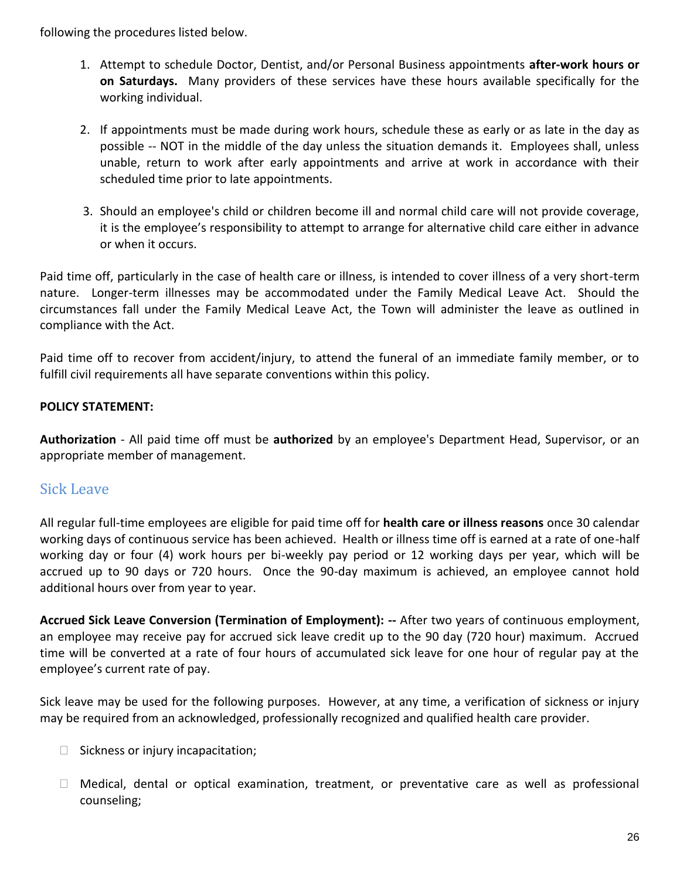following the procedures listed below.

1. Attempt to schedule Doctor, Dentist, and/or Personal Business appointments **after-work hours or on Saturdays.** Many providers of these services have these hours available specifically for the working individual.

2. If appointments must be made during work hours, schedule these as early or as late in the day as possible -- NOT in the middle of the day unless the situation demands it. Employees shall, unless unable, return to work after early appointments and arrive at work in accordance with their scheduled time prior to late appointments.

3. Should an employee's child or children become ill and normal child care will not provide coverage, it is the employee's responsibility to attempt to arrange for alternative child care either in advance or when it occurs.

Paid time off, particularly in the case of health care or illness, is intended to cover illness of a very short-term nature. Longer-term illnesses may be accommodated under the Family Medical Leave Act. Should the circumstances fall under the Family Medical Leave Act, the Town will administer the leave as outlined in compliance with the Act.

Paid time off to recover from accident/injury, to attend the funeral of an immediate family member, or to fulfill civil requirements all have separate conventions within this policy.

**POLICY STATEMENT:**

**Authorization** - All paid time off must be **authorized** by an employee's Department Head, Supervisor, or an appropriate member of management.

## Sick Leave

All regular full-time employees are eligible for paid time off for **health care or illness reasons** once 30 calendar working days of continuous service has been achieved. Health or illness time off is earned at a rate of one-half working day or four (4) work hours per bi-weekly pay period or 12 working days per year, which will be accrued up to 90 days or 720 hours. Once the 90-day maximum is achieved, an employee cannot hold additional hours over from year to year.

**Accrued Sick Leave Conversion (Termination of Employment): --** After two years of continuous employment, an employee may receive pay for accrued sick leave credit up to the 90 day (720 hour) maximum. Accrued time will be converted at a rate of four hours of accumulated sick leave for one hour of regular pay at the employee's current rate of pay.

Sick leave may be used for the following purposes. However, at any time, a verification of sickness or injury may be required from an acknowledged, professionally recognized and qualified health care provider.

- Sickness or injury incapacitation;

- Medical, dental or optical examination, treatment, or preventative care as well as professional counseling;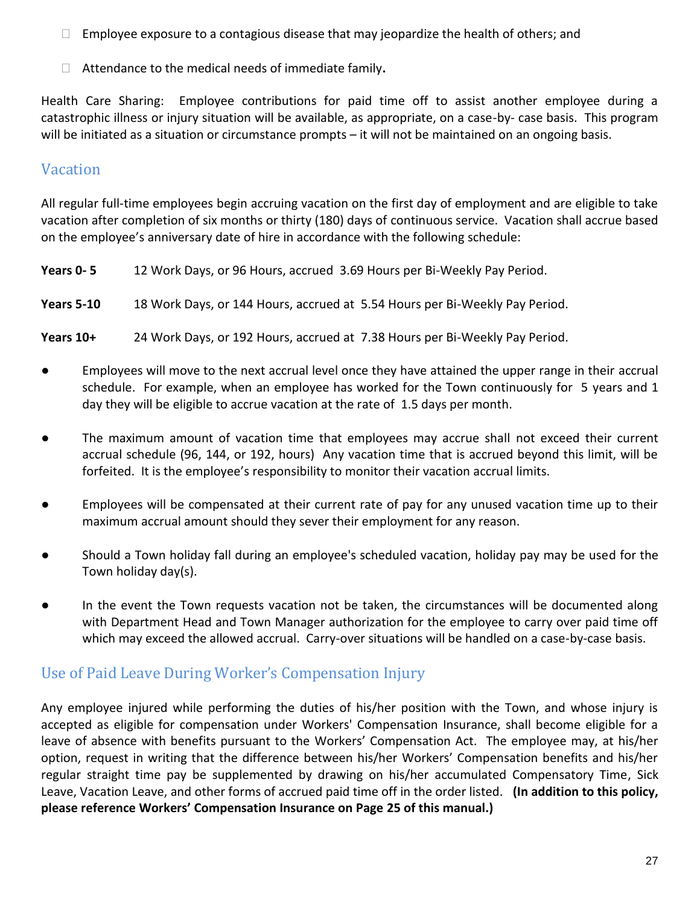- Employee exposure to a contagious disease that may jeopardize the health of others; and
- Attendance to the medical needs of immediate family**.**

Health Care Sharing: Employee contributions for paid time off to assist another employee during a catastrophic illness or injury situation will be available, as appropriate, on a case-by- case basis. This program will be initiated as a situation or circumstance prompts – it will not be maintained on an ongoing basis.

## Vacation

All regular full-time employees begin accruing vacation on the first day of employment and are eligible to take vacation after completion of six months or thirty (180) days of continuous service. Vacation shall accrue based on the employee's anniversary date of hire in accordance with the following schedule:

**Years 0- 5** 12 Work Days, or 96 Hours, accrued 3.69 Hours per Bi-Weekly Pay Period.

**Years 5-10** 18 Work Days, or 144 Hours, accrued at 5.54 Hours per Bi-Weekly Pay Period.

**Years 10+** 24 Work Days, or 192 Hours, accrued at 7.38 Hours per Bi-Weekly Pay Period.

- Employees will move to the next accrual level once they have attained the upper range in their accrual schedule. For example, when an employee has worked for the Town continuously for 5 years and 1 day they will be eligible to accrue vacation at the rate of 1.5 days per month.
- The maximum amount of vacation time that employees may accrue shall not exceed their current accrual schedule (96, 144, or 192, hours) Any vacation time that is accrued beyond this limit, will be forfeited. It is the employee's responsibility to monitor their vacation accrual limits.
- Employees will be compensated at their current rate of pay for any unused vacation time up to their maximum accrual amount should they sever their employment for any reason.
- Should a Town holiday fall during an employee's scheduled vacation, holiday pay may be used for the Town holiday day(s).
- In the event the Town requests vacation not be taken, the circumstances will be documented along with Department Head and Town Manager authorization for the employee to carry over paid time off which may exceed the allowed accrual. Carry-over situations will be handled on a case-by-case basis.

## Use of Paid Leave During Worker's Compensation Injury

Any employee injured while performing the duties of his/her position with the Town, and whose injury is accepted as eligible for compensation under Workers' Compensation Insurance, shall become eligible for a leave of absence with benefits pursuant to the Workers' Compensation Act. The employee may, at his/her option, request in writing that the difference between his/her Workers' Compensation benefits and his/her regular straight time pay be supplemented by drawing on his/her accumulated Compensatory Time, Sick Leave, Vacation Leave, and other forms of accrued paid time off in the order listed. **(In addition to this policy, please reference Workers' Compensation Insurance on Page 25 of this manual.)**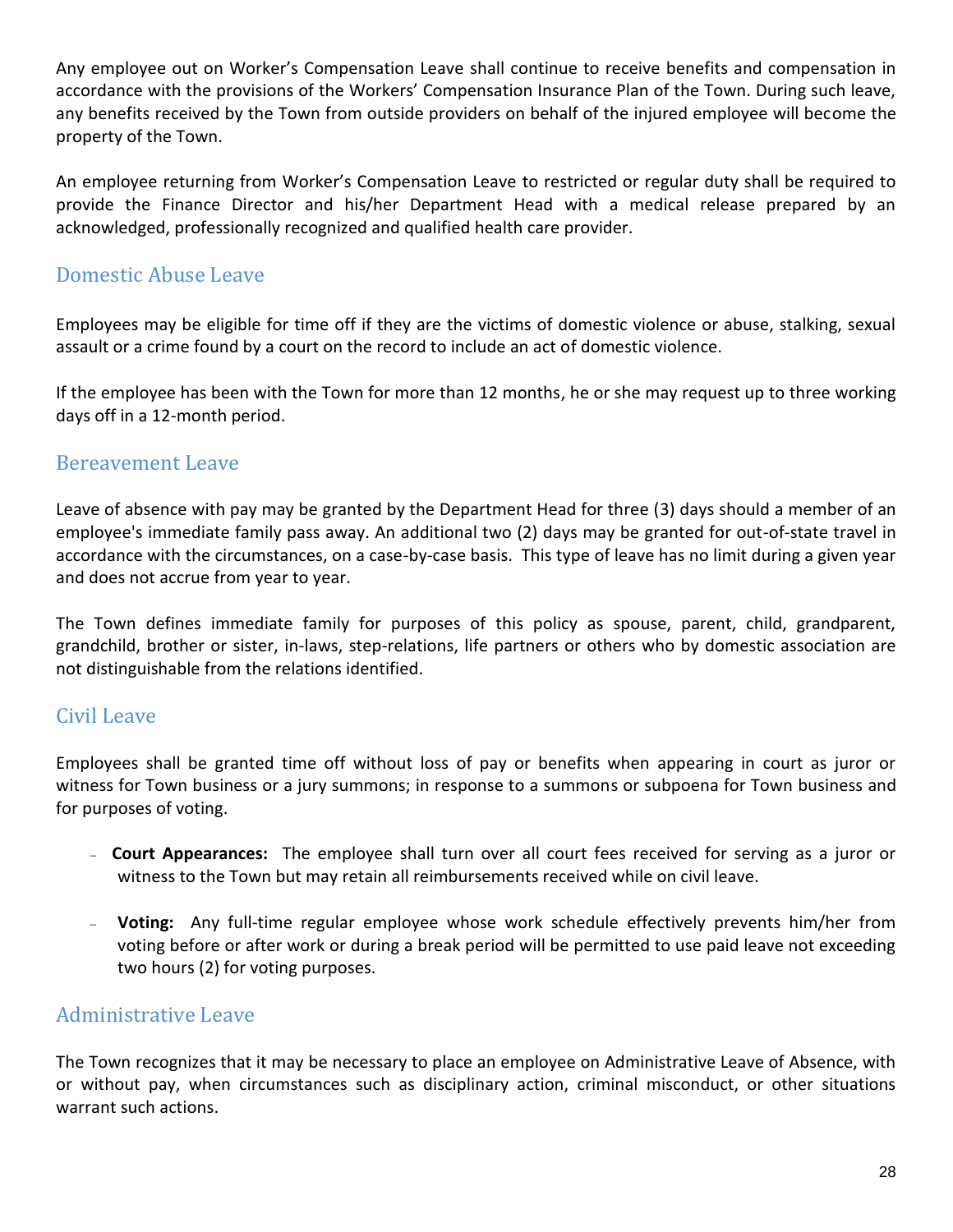Any employee out on Worker's Compensation Leave shall continue to receive benefits and compensation in accordance with the provisions of the Workers' Compensation Insurance Plan of the Town. During such leave, any benefits received by the Town from outside providers on behalf of the injured employee will become the property of the Town.

An employee returning from Worker's Compensation Leave to restricted or regular duty shall be required to provide the Finance Director and his/her Department Head with a medical release prepared by an acknowledged, professionally recognized and qualified health care provider.

## Domestic Abuse Leave

Employees may be eligible for time off if they are the victims of domestic violence or abuse, stalking, sexual assault or a crime found by a court on the record to include an act of domestic violence.

If the employee has been with the Town for more than 12 months, he or she may request up to three working days off in a 12-month period.

## Bereavement Leave

Leave of absence with pay may be granted by the Department Head for three (3) days should a member of an employee's immediate family pass away. An additional two (2) days may be granted for out-of-state travel in accordance with the circumstances, on a case-by-case basis. This type of leave has no limit during a given year and does not accrue from year to year.

The Town defines immediate family for purposes of this policy as spouse, parent, child, grandparent, grandchild, brother or sister, in-laws, step-relations, life partners or others who by domestic association are not distinguishable from the relations identified.

## Civil Leave

Employees shall be granted time off without loss of pay or benefits when appearing in court as juror or witness for Town business or a jury summons; in response to a summons or subpoena for Town business and for purposes of voting.

- **Court Appearances:** The employee shall turn over all court fees received for serving as a juror or witness to the Town but may retain all reimbursements received while on civil leave.

- **Voting:** Any full-time regular employee whose work schedule effectively prevents him/her from voting before or after work or during a break period will be permitted to use paid leave not exceeding two hours (2) for voting purposes.

## Administrative Leave

The Town recognizes that it may be necessary to place an employee on Administrative Leave of Absence, with or without pay, when circumstances such as disciplinary action, criminal misconduct, or other situations warrant such actions.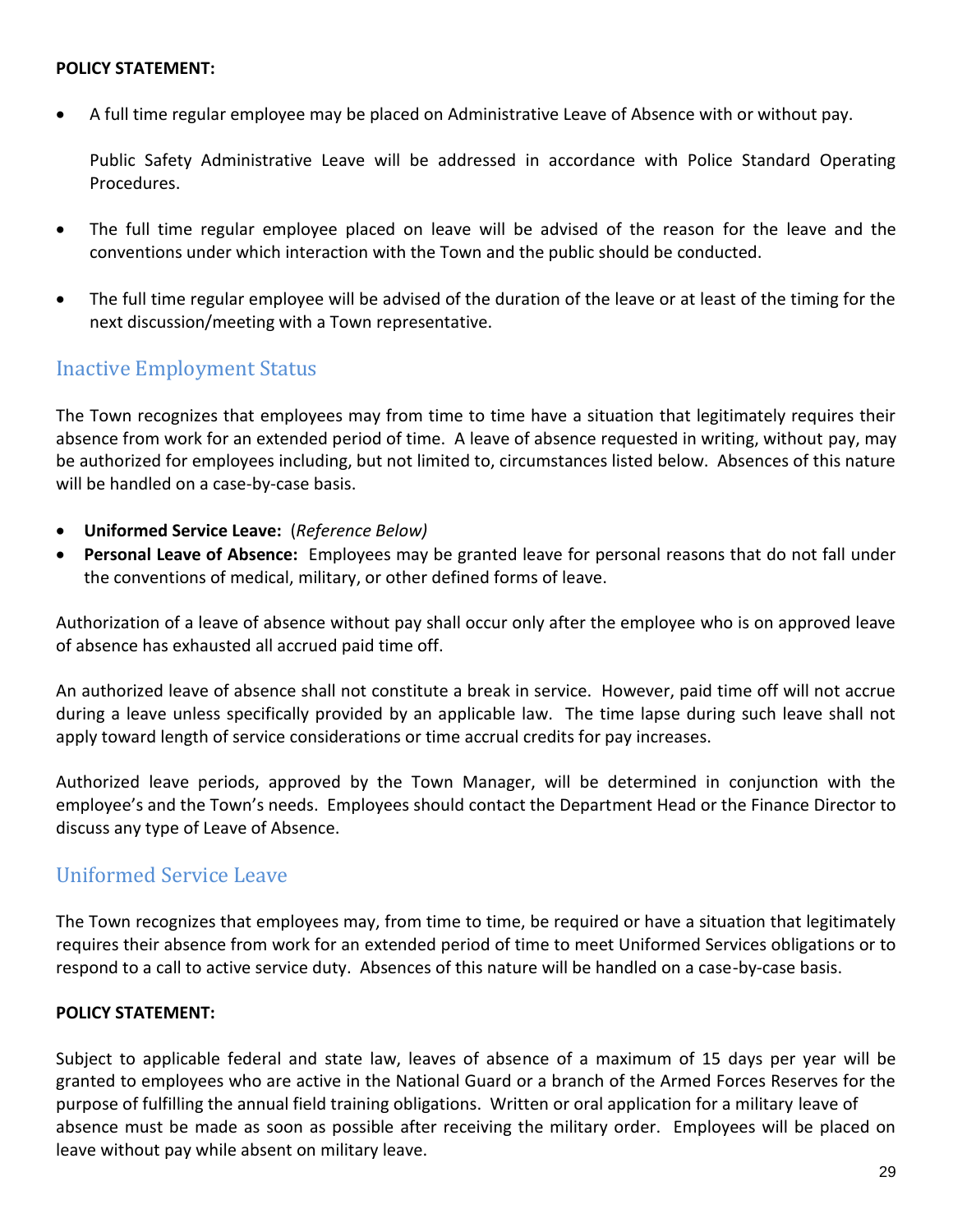**POLICY STATEMENT:**

- A full time regular employee may be placed on Administrative Leave of Absence with or without pay.

  Public Safety Administrative Leave will be addressed in accordance with Police Standard Operating Procedures.

- The full time regular employee placed on leave will be advised of the reason for the leave and the conventions under which interaction with the Town and the public should be conducted.

- The full time regular employee will be advised of the duration of the leave or at least of the timing for the next discussion/meeting with a Town representative.

## Inactive Employment Status

The Town recognizes that employees may from time to time have a situation that legitimately requires their absence from work for an extended period of time. A leave of absence requested in writing, without pay, may be authorized for employees including, but not limited to, circumstances listed below. Absences of this nature will be handled on a case-by-case basis.

- **Uniformed Service Leave:** (*Reference Below)*
- **Personal Leave of Absence:** Employees may be granted leave for personal reasons that do not fall under the conventions of medical, military, or other defined forms of leave.

Authorization of a leave of absence without pay shall occur only after the employee who is on approved leave of absence has exhausted all accrued paid time off.

An authorized leave of absence shall not constitute a break in service. However, paid time off will not accrue during a leave unless specifically provided by an applicable law. The time lapse during such leave shall not apply toward length of service considerations or time accrual credits for pay increases.

Authorized leave periods, approved by the Town Manager, will be determined in conjunction with the employee's and the Town's needs. Employees should contact the Department Head or the Finance Director to discuss any type of Leave of Absence.

## Uniformed Service Leave

The Town recognizes that employees may, from time to time, be required or have a situation that legitimately requires their absence from work for an extended period of time to meet Uniformed Services obligations or to respond to a call to active service duty. Absences of this nature will be handled on a case-by-case basis.

**POLICY STATEMENT:**

Subject to applicable federal and state law, leaves of absence of a maximum of 15 days per year will be granted to employees who are active in the National Guard or a branch of the Armed Forces Reserves for the purpose of fulfilling the annual field training obligations. Written or oral application for a military leave of absence must be made as soon as possible after receiving the military order. Employees will be placed on leave without pay while absent on military leave.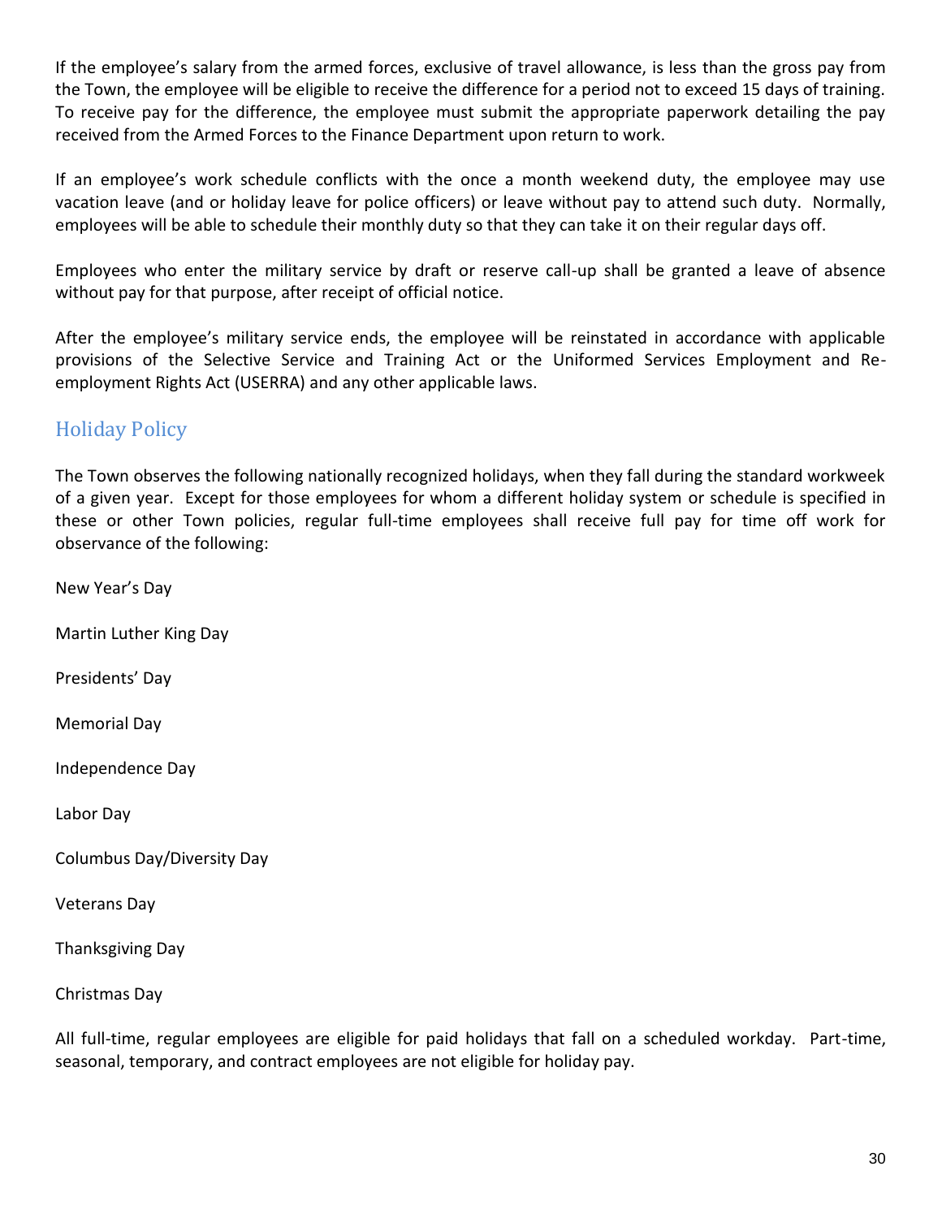If the employee's salary from the armed forces, exclusive of travel allowance, is less than the gross pay from the Town, the employee will be eligible to receive the difference for a period not to exceed 15 days of training. To receive pay for the difference, the employee must submit the appropriate paperwork detailing the pay received from the Armed Forces to the Finance Department upon return to work.

If an employee's work schedule conflicts with the once a month weekend duty, the employee may use vacation leave (and or holiday leave for police officers) or leave without pay to attend such duty. Normally, employees will be able to schedule their monthly duty so that they can take it on their regular days off.

Employees who enter the military service by draft or reserve call-up shall be granted a leave of absence without pay for that purpose, after receipt of official notice.

After the employee's military service ends, the employee will be reinstated in accordance with applicable provisions of the Selective Service and Training Act or the Uniformed Services Employment and Re-employment Rights Act (USERRA) and any other applicable laws.

## Holiday Policy

The Town observes the following nationally recognized holidays, when they fall during the standard workweek of a given year. Except for those employees for whom a different holiday system or schedule is specified in these or other Town policies, regular full-time employees shall receive full pay for time off work for observance of the following:

New Year's Day

Martin Luther King Day

Presidents' Day

Memorial Day

Independence Day

Labor Day

Columbus Day/Diversity Day

Veterans Day

Thanksgiving Day

Christmas Day

All full-time, regular employees are eligible for paid holidays that fall on a scheduled workday. Part-time, seasonal, temporary, and contract employees are not eligible for holiday pay.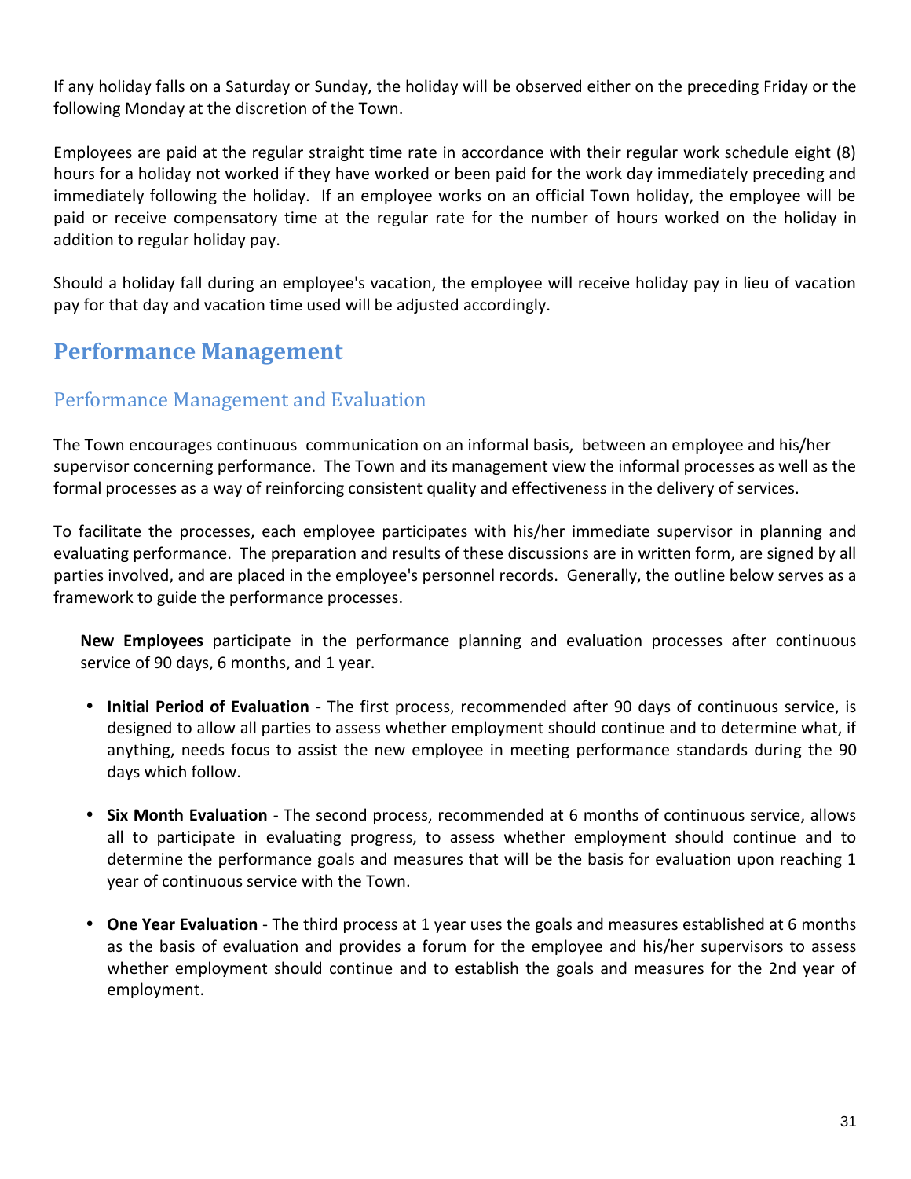If any holiday falls on a Saturday or Sunday, the holiday will be observed either on the preceding Friday or the following Monday at the discretion of the Town.

Employees are paid at the regular straight time rate in accordance with their regular work schedule eight (8) hours for a holiday not worked if they have worked or been paid for the work day immediately preceding and immediately following the holiday. If an employee works on an official Town holiday, the employee will be paid or receive compensatory time at the regular rate for the number of hours worked on the holiday in addition to regular holiday pay.

Should a holiday fall during an employee's vacation, the employee will receive holiday pay in lieu of vacation pay for that day and vacation time used will be adjusted accordingly.

# Performance Management

## Performance Management and Evaluation

The Town encourages continuous communication on an informal basis, between an employee and his/her supervisor concerning performance. The Town and its management view the informal processes as well as the formal processes as a way of reinforcing consistent quality and effectiveness in the delivery of services.

To facilitate the processes, each employee participates with his/her immediate supervisor in planning and evaluating performance. The preparation and results of these discussions are in written form, are signed by all parties involved, and are placed in the employee's personnel records. Generally, the outline below serves as a framework to guide the performance processes.

**New Employees** participate in the performance planning and evaluation processes after continuous service of 90 days, 6 months, and 1 year.

- **Initial Period of Evaluation** - The first process, recommended after 90 days of continuous service, is designed to allow all parties to assess whether employment should continue and to determine what, if anything, needs focus to assist the new employee in meeting performance standards during the 90 days which follow.

- **Six Month Evaluation** - The second process, recommended at 6 months of continuous service, allows all to participate in evaluating progress, to assess whether employment should continue and to determine the performance goals and measures that will be the basis for evaluation upon reaching 1 year of continuous service with the Town.

- **One Year Evaluation** - The third process at 1 year uses the goals and measures established at 6 months as the basis of evaluation and provides a forum for the employee and his/her supervisors to assess whether employment should continue and to establish the goals and measures for the 2nd year of employment.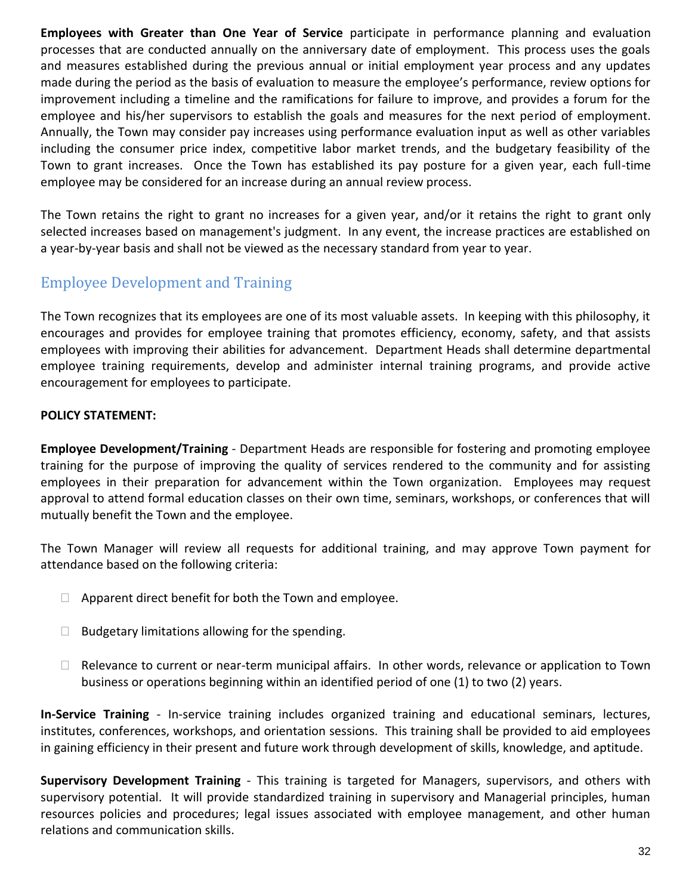**Employees with Greater than One Year of Service** participate in performance planning and evaluation processes that are conducted annually on the anniversary date of employment. This process uses the goals and measures established during the previous annual or initial employment year process and any updates made during the period as the basis of evaluation to measure the employee's performance, review options for improvement including a timeline and the ramifications for failure to improve, and provides a forum for the employee and his/her supervisors to establish the goals and measures for the next period of employment. Annually, the Town may consider pay increases using performance evaluation input as well as other variables including the consumer price index, competitive labor market trends, and the budgetary feasibility of the Town to grant increases. Once the Town has established its pay posture for a given year, each full-time employee may be considered for an increase during an annual review process.

The Town retains the right to grant no increases for a given year, and/or it retains the right to grant only selected increases based on management's judgment. In any event, the increase practices are established on a year-by-year basis and shall not be viewed as the necessary standard from year to year.

## Employee Development and Training

The Town recognizes that its employees are one of its most valuable assets. In keeping with this philosophy, it encourages and provides for employee training that promotes efficiency, economy, safety, and that assists employees with improving their abilities for advancement. Department Heads shall determine departmental employee training requirements, develop and administer internal training programs, and provide active encouragement for employees to participate.

**POLICY STATEMENT:**

**Employee Development/Training** - Department Heads are responsible for fostering and promoting employee training for the purpose of improving the quality of services rendered to the community and for assisting employees in their preparation for advancement within the Town organization. Employees may request approval to attend formal education classes on their own time, seminars, workshops, or conferences that will mutually benefit the Town and the employee.

The Town Manager will review all requests for additional training, and may approve Town payment for attendance based on the following criteria:

- Apparent direct benefit for both the Town and employee.
- Budgetary limitations allowing for the spending.
- Relevance to current or near-term municipal affairs. In other words, relevance or application to Town business or operations beginning within an identified period of one (1) to two (2) years.

**In-Service Training** - In-service training includes organized training and educational seminars, lectures, institutes, conferences, workshops, and orientation sessions. This training shall be provided to aid employees in gaining efficiency in their present and future work through development of skills, knowledge, and aptitude.

**Supervisory Development Training** - This training is targeted for Managers, supervisors, and others with supervisory potential. It will provide standardized training in supervisory and Managerial principles, human resources policies and procedures; legal issues associated with employee management, and other human relations and communication skills.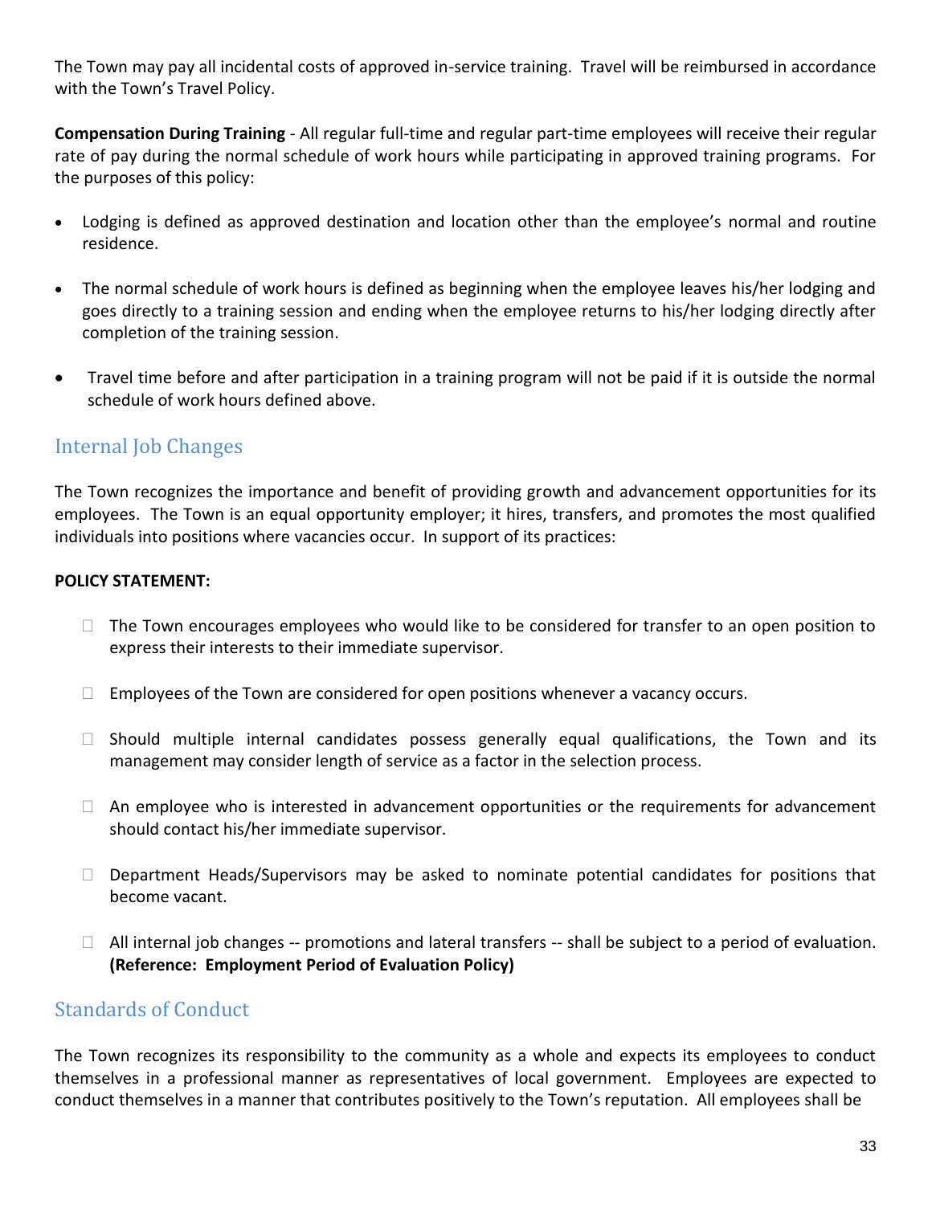The Town may pay all incidental costs of approved in-service training. Travel will be reimbursed in accordance with the Town's Travel Policy.

**Compensation During Training** - All regular full-time and regular part-time employees will receive their regular rate of pay during the normal schedule of work hours while participating in approved training programs. For the purposes of this policy:

- Lodging is defined as approved destination and location other than the employee's normal and routine residence.
- The normal schedule of work hours is defined as beginning when the employee leaves his/her lodging and goes directly to a training session and ending when the employee returns to his/her lodging directly after completion of the training session.
- Travel time before and after participation in a training program will not be paid if it is outside the normal schedule of work hours defined above.

## Internal Job Changes

The Town recognizes the importance and benefit of providing growth and advancement opportunities for its employees. The Town is an equal opportunity employer; it hires, transfers, and promotes the most qualified individuals into positions where vacancies occur. In support of its practices:

**POLICY STATEMENT:**

- The Town encourages employees who would like to be considered for transfer to an open position to express their interests to their immediate supervisor.
- Employees of the Town are considered for open positions whenever a vacancy occurs.
- Should multiple internal candidates possess generally equal qualifications, the Town and its management may consider length of service as a factor in the selection process.
- An employee who is interested in advancement opportunities or the requirements for advancement should contact his/her immediate supervisor.
- Department Heads/Supervisors may be asked to nominate potential candidates for positions that become vacant.
- All internal job changes -- promotions and lateral transfers -- shall be subject to a period of evaluation. **(Reference: Employment Period of Evaluation Policy)**

## Standards of Conduct

The Town recognizes its responsibility to the community as a whole and expects its employees to conduct themselves in a professional manner as representatives of local government. Employees are expected to conduct themselves in a manner that contributes positively to the Town's reputation. All employees shall be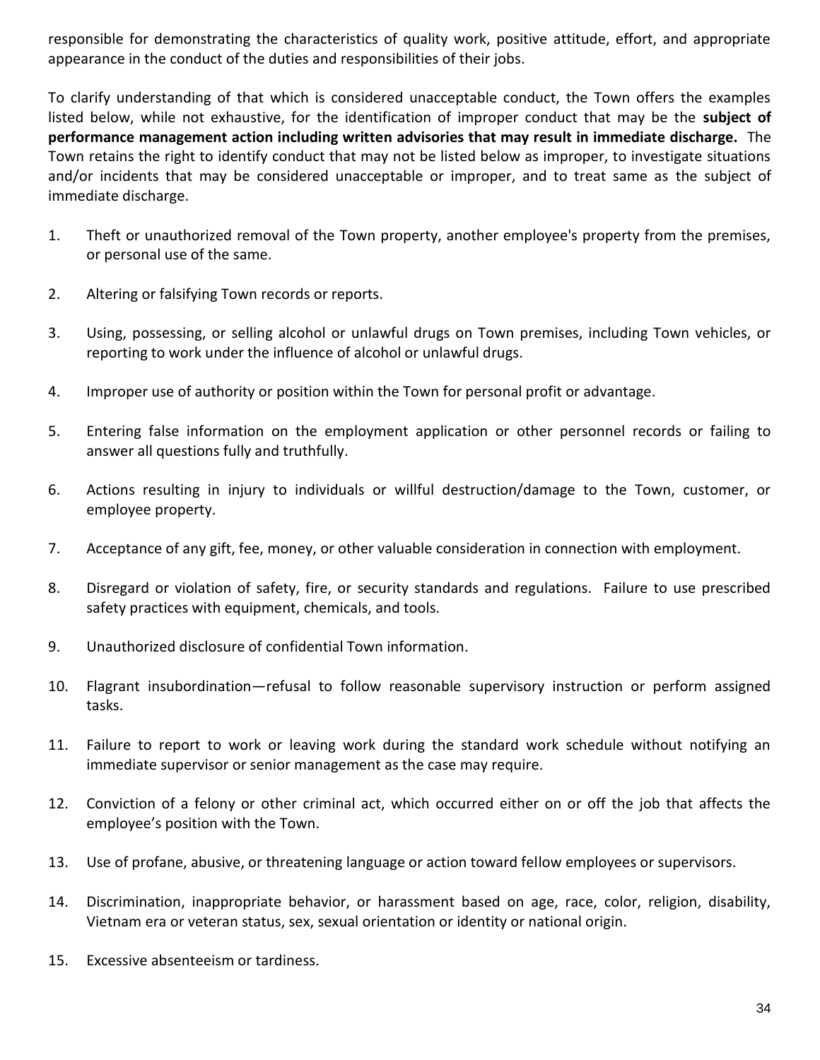responsible for demonstrating the characteristics of quality work, positive attitude, effort, and appropriate appearance in the conduct of the duties and responsibilities of their jobs.

To clarify understanding of that which is considered unacceptable conduct, the Town offers the examples listed below, while not exhaustive, for the identification of improper conduct that may be the **subject of performance management action including written advisories that may result in immediate discharge.** The Town retains the right to identify conduct that may not be listed below as improper, to investigate situations and/or incidents that may be considered unacceptable or improper, and to treat same as the subject of immediate discharge.

1. Theft or unauthorized removal of the Town property, another employee's property from the premises, or personal use of the same.

2. Altering or falsifying Town records or reports.

3. Using, possessing, or selling alcohol or unlawful drugs on Town premises, including Town vehicles, or reporting to work under the influence of alcohol or unlawful drugs.

4. Improper use of authority or position within the Town for personal profit or advantage.

5. Entering false information on the employment application or other personnel records or failing to answer all questions fully and truthfully.

6. Actions resulting in injury to individuals or willful destruction/damage to the Town, customer, or employee property.

7. Acceptance of any gift, fee, money, or other valuable consideration in connection with employment.

8. Disregard or violation of safety, fire, or security standards and regulations. Failure to use prescribed safety practices with equipment, chemicals, and tools.

9. Unauthorized disclosure of confidential Town information.

10. Flagrant insubordination—refusal to follow reasonable supervisory instruction or perform assigned tasks.

11. Failure to report to work or leaving work during the standard work schedule without notifying an immediate supervisor or senior management as the case may require.

12. Conviction of a felony or other criminal act, which occurred either on or off the job that affects the employee's position with the Town.

13. Use of profane, abusive, or threatening language or action toward fellow employees or supervisors.

14. Discrimination, inappropriate behavior, or harassment based on age, race, color, religion, disability, Vietnam era or veteran status, sex, sexual orientation or identity or national origin.

15. Excessive absenteeism or tardiness.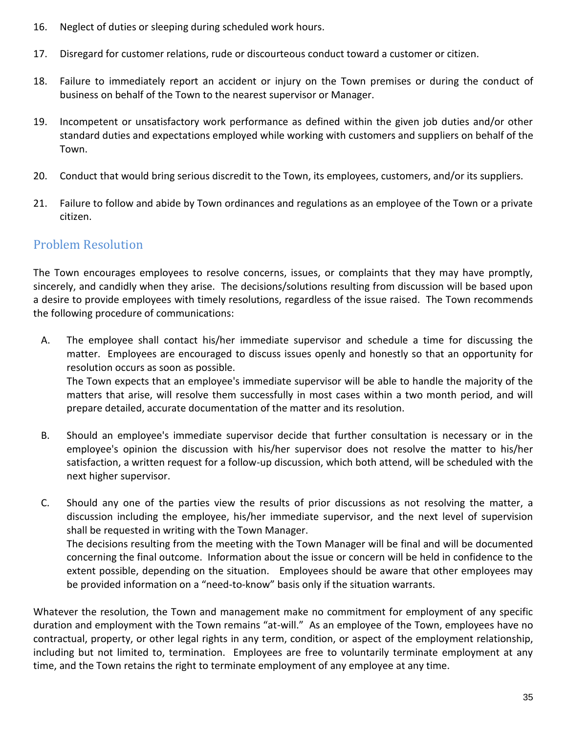16. Neglect of duties or sleeping during scheduled work hours.

17. Disregard for customer relations, rude or discourteous conduct toward a customer or citizen.

18. Failure to immediately report an accident or injury on the Town premises or during the conduct of business on behalf of the Town to the nearest supervisor or Manager.

19. Incompetent or unsatisfactory work performance as defined within the given job duties and/or other standard duties and expectations employed while working with customers and suppliers on behalf of the Town.

20. Conduct that would bring serious discredit to the Town, its employees, customers, and/or its suppliers.

21. Failure to follow and abide by Town ordinances and regulations as an employee of the Town or a private citizen.

## Problem Resolution

The Town encourages employees to resolve concerns, issues, or complaints that they may have promptly, sincerely, and candidly when they arise. The decisions/solutions resulting from discussion will be based upon a desire to provide employees with timely resolutions, regardless of the issue raised. The Town recommends the following procedure of communications:

A. The employee shall contact his/her immediate supervisor and schedule a time for discussing the matter. Employees are encouraged to discuss issues openly and honestly so that an opportunity for resolution occurs as soon as possible.
   The Town expects that an employee's immediate supervisor will be able to handle the majority of the matters that arise, will resolve them successfully in most cases within a two month period, and will prepare detailed, accurate documentation of the matter and its resolution.

B. Should an employee's immediate supervisor decide that further consultation is necessary or in the employee's opinion the discussion with his/her supervisor does not resolve the matter to his/her satisfaction, a written request for a follow-up discussion, which both attend, will be scheduled with the next higher supervisor.

C. Should any one of the parties view the results of prior discussions as not resolving the matter, a discussion including the employee, his/her immediate supervisor, and the next level of supervision shall be requested in writing with the Town Manager.
   The decisions resulting from the meeting with the Town Manager will be final and will be documented concerning the final outcome. Information about the issue or concern will be held in confidence to the extent possible, depending on the situation. Employees should be aware that other employees may be provided information on a "need-to-know" basis only if the situation warrants.

Whatever the resolution, the Town and management make no commitment for employment of any specific duration and employment with the Town remains "at-will." As an employee of the Town, employees have no contractual, property, or other legal rights in any term, condition, or aspect of the employment relationship, including but not limited to, termination. Employees are free to voluntarily terminate employment at any time, and the Town retains the right to terminate employment of any employee at any time.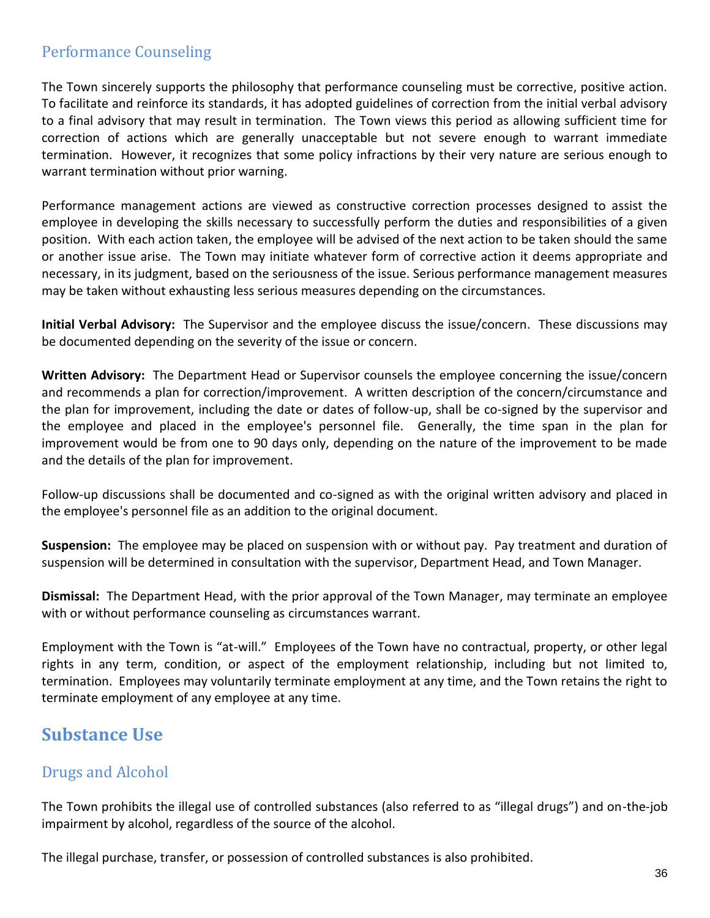### Performance Counseling

The Town sincerely supports the philosophy that performance counseling must be corrective, positive action. To facilitate and reinforce its standards, it has adopted guidelines of correction from the initial verbal advisory to a final advisory that may result in termination. The Town views this period as allowing sufficient time for correction of actions which are generally unacceptable but not severe enough to warrant immediate termination. However, it recognizes that some policy infractions by their very nature are serious enough to warrant termination without prior warning.

Performance management actions are viewed as constructive correction processes designed to assist the employee in developing the skills necessary to successfully perform the duties and responsibilities of a given position. With each action taken, the employee will be advised of the next action to be taken should the same or another issue arise. The Town may initiate whatever form of corrective action it deems appropriate and necessary, in its judgment, based on the seriousness of the issue. Serious performance management measures may be taken without exhausting less serious measures depending on the circumstances.

**Initial Verbal Advisory:** The Supervisor and the employee discuss the issue/concern. These discussions may be documented depending on the severity of the issue or concern.

**Written Advisory:** The Department Head or Supervisor counsels the employee concerning the issue/concern and recommends a plan for correction/improvement. A written description of the concern/circumstance and the plan for improvement, including the date or dates of follow-up, shall be co-signed by the supervisor and the employee and placed in the employee's personnel file. Generally, the time span in the plan for improvement would be from one to 90 days only, depending on the nature of the improvement to be made and the details of the plan for improvement.

Follow-up discussions shall be documented and co-signed as with the original written advisory and placed in the employee's personnel file as an addition to the original document.

**Suspension:** The employee may be placed on suspension with or without pay. Pay treatment and duration of suspension will be determined in consultation with the supervisor, Department Head, and Town Manager.

**Dismissal:** The Department Head, with the prior approval of the Town Manager, may terminate an employee with or without performance counseling as circumstances warrant.

Employment with the Town is "at-will." Employees of the Town have no contractual, property, or other legal rights in any term, condition, or aspect of the employment relationship, including but not limited to, termination. Employees may voluntarily terminate employment at any time, and the Town retains the right to terminate employment of any employee at any time.

## Substance Use

### Drugs and Alcohol

The Town prohibits the illegal use of controlled substances (also referred to as "illegal drugs") and on-the-job impairment by alcohol, regardless of the source of the alcohol.

The illegal purchase, transfer, or possession of controlled substances is also prohibited.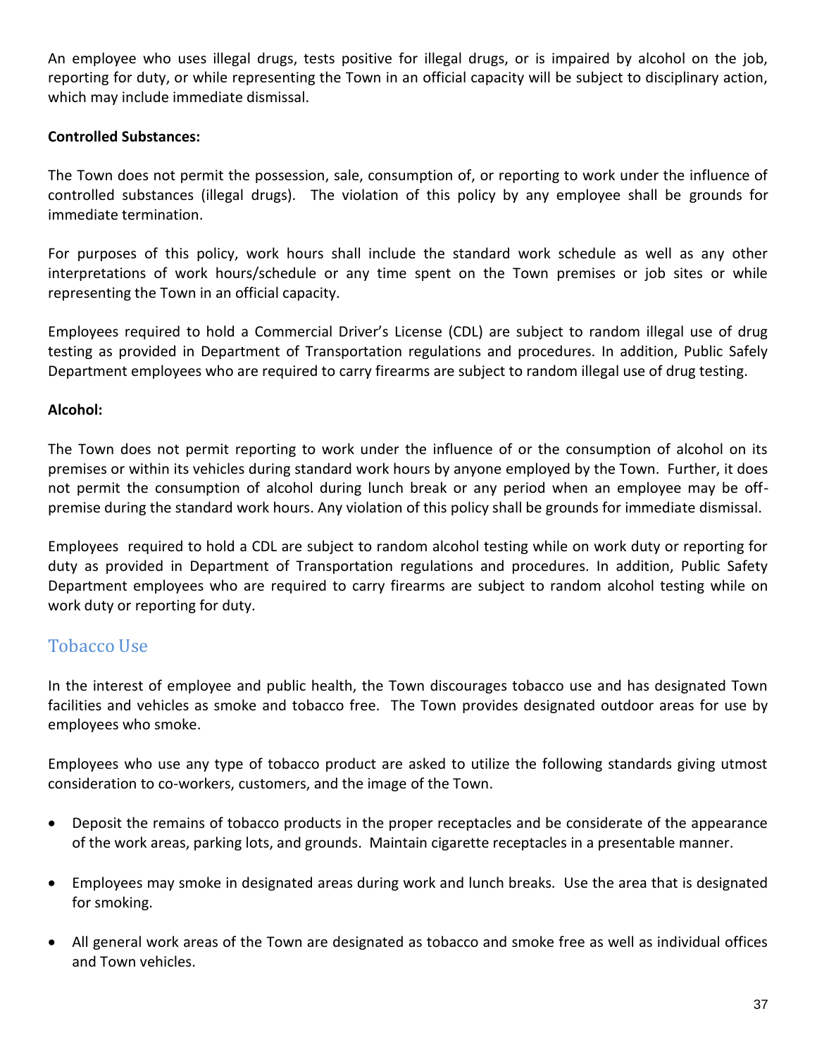An employee who uses illegal drugs, tests positive for illegal drugs, or is impaired by alcohol on the job, reporting for duty, or while representing the Town in an official capacity will be subject to disciplinary action, which may include immediate dismissal.

**Controlled Substances:**

The Town does not permit the possession, sale, consumption of, or reporting to work under the influence of controlled substances (illegal drugs). The violation of this policy by any employee shall be grounds for immediate termination.

For purposes of this policy, work hours shall include the standard work schedule as well as any other interpretations of work hours/schedule or any time spent on the Town premises or job sites or while representing the Town in an official capacity.

Employees required to hold a Commercial Driver's License (CDL) are subject to random illegal use of drug testing as provided in Department of Transportation regulations and procedures. In addition, Public Safely Department employees who are required to carry firearms are subject to random illegal use of drug testing.

**Alcohol:**

The Town does not permit reporting to work under the influence of or the consumption of alcohol on its premises or within its vehicles during standard work hours by anyone employed by the Town. Further, it does not permit the consumption of alcohol during lunch break or any period when an employee may be off-premise during the standard work hours. Any violation of this policy shall be grounds for immediate dismissal.

Employees required to hold a CDL are subject to random alcohol testing while on work duty or reporting for duty as provided in Department of Transportation regulations and procedures. In addition, Public Safety Department employees who are required to carry firearms are subject to random alcohol testing while on work duty or reporting for duty.

## Tobacco Use

In the interest of employee and public health, the Town discourages tobacco use and has designated Town facilities and vehicles as smoke and tobacco free. The Town provides designated outdoor areas for use by employees who smoke.

Employees who use any type of tobacco product are asked to utilize the following standards giving utmost consideration to co-workers, customers, and the image of the Town.

- Deposit the remains of tobacco products in the proper receptacles and be considerate of the appearance of the work areas, parking lots, and grounds. Maintain cigarette receptacles in a presentable manner.
- Employees may smoke in designated areas during work and lunch breaks. Use the area that is designated for smoking.
- All general work areas of the Town are designated as tobacco and smoke free as well as individual offices and Town vehicles.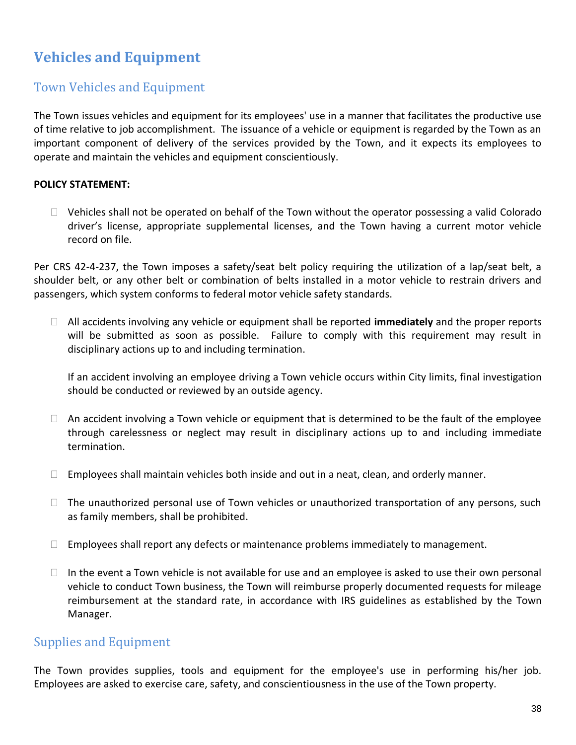# Vehicles and Equipment

## Town Vehicles and Equipment

The Town issues vehicles and equipment for its employees' use in a manner that facilitates the productive use of time relative to job accomplishment. The issuance of a vehicle or equipment is regarded by the Town as an important component of delivery of the services provided by the Town, and it expects its employees to operate and maintain the vehicles and equipment conscientiously.

**POLICY STATEMENT:**

- Vehicles shall not be operated on behalf of the Town without the operator possessing a valid Colorado driver's license, appropriate supplemental licenses, and the Town having a current motor vehicle record on file.

Per CRS 42-4-237, the Town imposes a safety/seat belt policy requiring the utilization of a lap/seat belt, a shoulder belt, or any other belt or combination of belts installed in a motor vehicle to restrain drivers and passengers, which system conforms to federal motor vehicle safety standards.

- All accidents involving any vehicle or equipment shall be reported **immediately** and the proper reports will be submitted as soon as possible. Failure to comply with this requirement may result in disciplinary actions up to and including termination.

  If an accident involving an employee driving a Town vehicle occurs within City limits, final investigation should be conducted or reviewed by an outside agency.

- An accident involving a Town vehicle or equipment that is determined to be the fault of the employee through carelessness or neglect may result in disciplinary actions up to and including immediate termination.

- Employees shall maintain vehicles both inside and out in a neat, clean, and orderly manner.

- The unauthorized personal use of Town vehicles or unauthorized transportation of any persons, such as family members, shall be prohibited.

- Employees shall report any defects or maintenance problems immediately to management.

- In the event a Town vehicle is not available for use and an employee is asked to use their own personal vehicle to conduct Town business, the Town will reimburse properly documented requests for mileage reimbursement at the standard rate, in accordance with IRS guidelines as established by the Town Manager.

## Supplies and Equipment

The Town provides supplies, tools and equipment for the employee's use in performing his/her job. Employees are asked to exercise care, safety, and conscientiousness in the use of the Town property.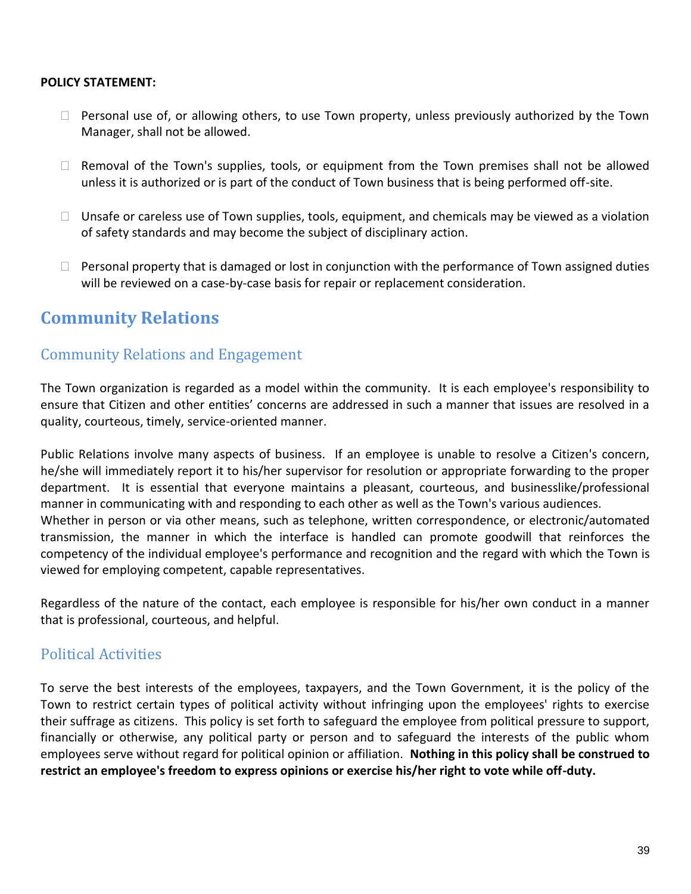**POLICY STATEMENT:**

- Personal use of, or allowing others, to use Town property, unless previously authorized by the Town Manager, shall not be allowed.
- Removal of the Town's supplies, tools, or equipment from the Town premises shall not be allowed unless it is authorized or is part of the conduct of Town business that is being performed off-site.
- Unsafe or careless use of Town supplies, tools, equipment, and chemicals may be viewed as a violation of safety standards and may become the subject of disciplinary action.
- Personal property that is damaged or lost in conjunction with the performance of Town assigned duties will be reviewed on a case-by-case basis for repair or replacement consideration.

# Community Relations

## Community Relations and Engagement

The Town organization is regarded as a model within the community. It is each employee's responsibility to ensure that Citizen and other entities' concerns are addressed in such a manner that issues are resolved in a quality, courteous, timely, service-oriented manner.

Public Relations involve many aspects of business. If an employee is unable to resolve a Citizen's concern, he/she will immediately report it to his/her supervisor for resolution or appropriate forwarding to the proper department. It is essential that everyone maintains a pleasant, courteous, and businesslike/professional manner in communicating with and responding to each other as well as the Town's various audiences.
Whether in person or via other means, such as telephone, written correspondence, or electronic/automated transmission, the manner in which the interface is handled can promote goodwill that reinforces the competency of the individual employee's performance and recognition and the regard with which the Town is viewed for employing competent, capable representatives.

Regardless of the nature of the contact, each employee is responsible for his/her own conduct in a manner that is professional, courteous, and helpful.

## Political Activities

To serve the best interests of the employees, taxpayers, and the Town Government, it is the policy of the Town to restrict certain types of political activity without infringing upon the employees' rights to exercise their suffrage as citizens. This policy is set forth to safeguard the employee from political pressure to support, financially or otherwise, any political party or person and to safeguard the interests of the public whom employees serve without regard for political opinion or affiliation. **Nothing in this policy shall be construed to restrict an employee's freedom to express opinions or exercise his/her right to vote while off-duty.**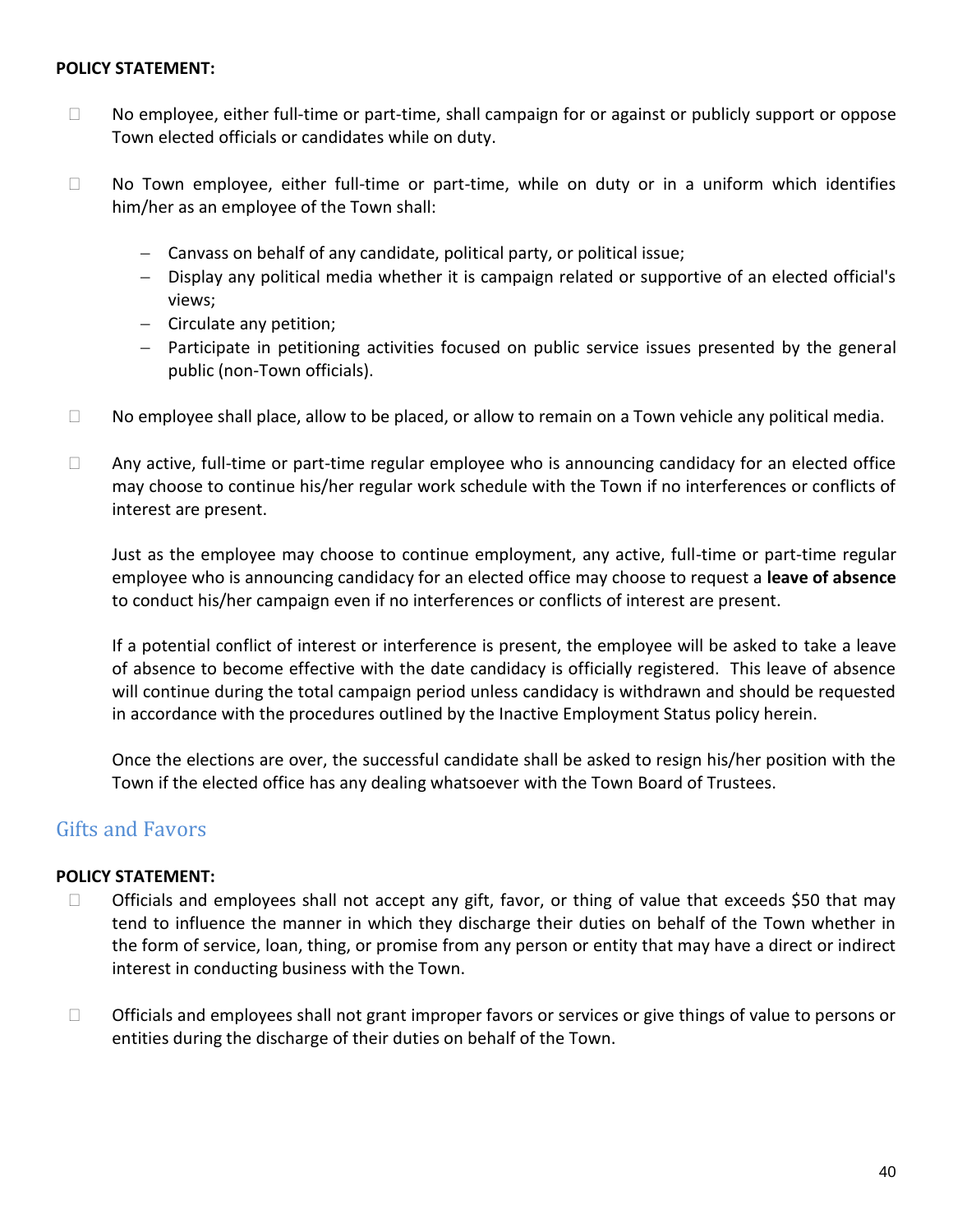**POLICY STATEMENT:**

- No employee, either full-time or part-time, shall campaign for or against or publicly support or oppose Town elected officials or candidates while on duty.

- No Town employee, either full-time or part-time, while on duty or in a uniform which identifies him/her as an employee of the Town shall:
  - Canvass on behalf of any candidate, political party, or political issue;
  - Display any political media whether it is campaign related or supportive of an elected official's views;
  - Circulate any petition;
  - Participate in petitioning activities focused on public service issues presented by the general public (non-Town officials).

- No employee shall place, allow to be placed, or allow to remain on a Town vehicle any political media.

- Any active, full-time or part-time regular employee who is announcing candidacy for an elected office may choose to continue his/her regular work schedule with the Town if no interferences or conflicts of interest are present.

  Just as the employee may choose to continue employment, any active, full-time or part-time regular employee who is announcing candidacy for an elected office may choose to request a **leave of absence** to conduct his/her campaign even if no interferences or conflicts of interest are present.

  If a potential conflict of interest or interference is present, the employee will be asked to take a leave of absence to become effective with the date candidacy is officially registered. This leave of absence will continue during the total campaign period unless candidacy is withdrawn and should be requested in accordance with the procedures outlined by the Inactive Employment Status policy herein.

  Once the elections are over, the successful candidate shall be asked to resign his/her position with the Town if the elected office has any dealing whatsoever with the Town Board of Trustees.

## Gifts and Favors

**POLICY STATEMENT:**

- Officials and employees shall not accept any gift, favor, or thing of value that exceeds $50 that may tend to influence the manner in which they discharge their duties on behalf of the Town whether in the form of service, loan, thing, or promise from any person or entity that may have a direct or indirect interest in conducting business with the Town.

- Officials and employees shall not grant improper favors or services or give things of value to persons or entities during the discharge of their duties on behalf of the Town.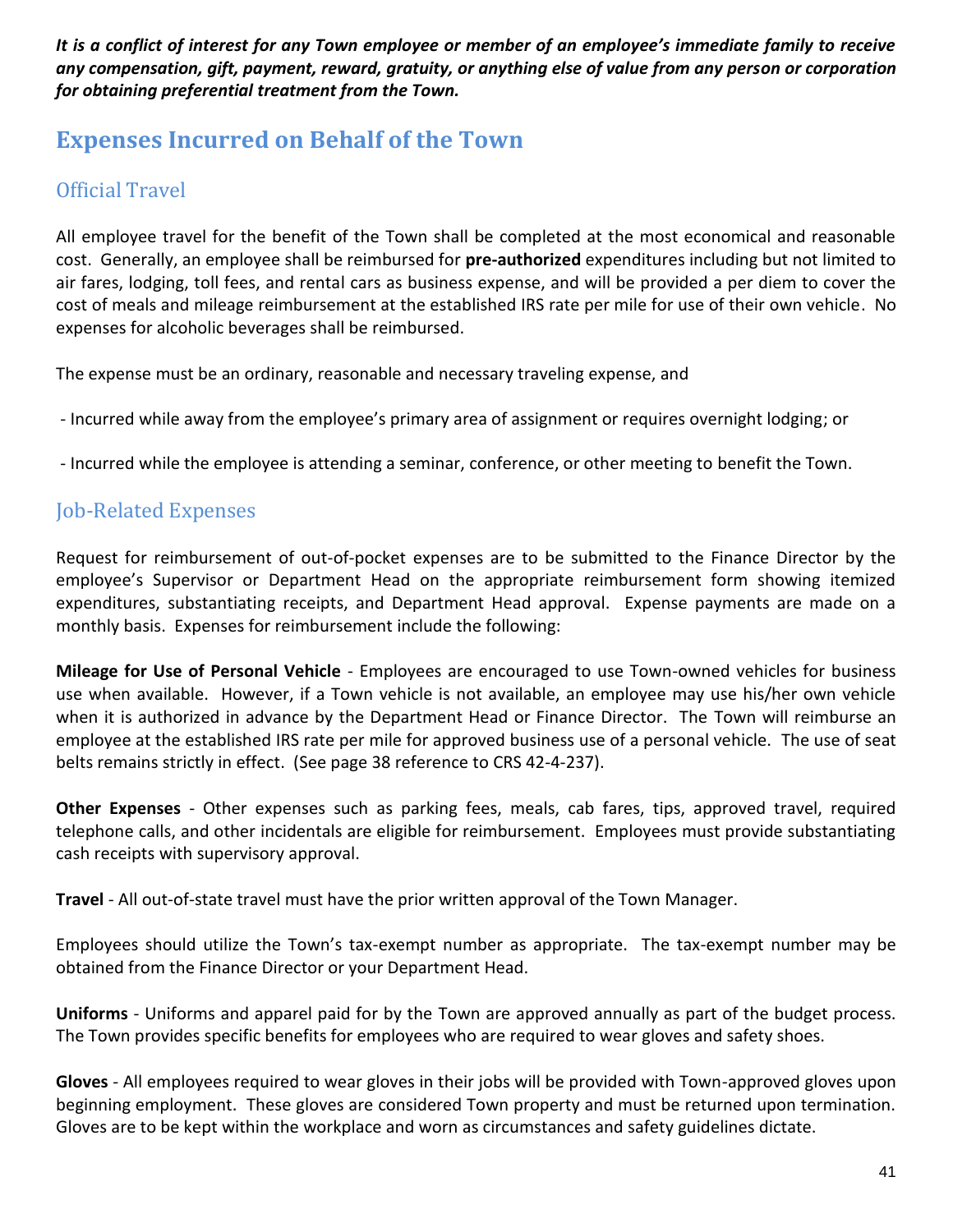***It is a conflict of interest for any Town employee or member of an employee's immediate family to receive any compensation, gift, payment, reward, gratuity, or anything else of value from any person or corporation for obtaining preferential treatment from the Town.***

## Expenses Incurred on Behalf of the Town

### Official Travel

All employee travel for the benefit of the Town shall be completed at the most economical and reasonable cost. Generally, an employee shall be reimbursed for **pre-authorized** expenditures including but not limited to air fares, lodging, toll fees, and rental cars as business expense, and will be provided a per diem to cover the cost of meals and mileage reimbursement at the established IRS rate per mile for use of their own vehicle. No expenses for alcoholic beverages shall be reimbursed.

The expense must be an ordinary, reasonable and necessary traveling expense, and

- Incurred while away from the employee's primary area of assignment or requires overnight lodging; or

- Incurred while the employee is attending a seminar, conference, or other meeting to benefit the Town.

### Job-Related Expenses

Request for reimbursement of out-of-pocket expenses are to be submitted to the Finance Director by the employee's Supervisor or Department Head on the appropriate reimbursement form showing itemized expenditures, substantiating receipts, and Department Head approval. Expense payments are made on a monthly basis. Expenses for reimbursement include the following:

**Mileage for Use of Personal Vehicle** - Employees are encouraged to use Town-owned vehicles for business use when available. However, if a Town vehicle is not available, an employee may use his/her own vehicle when it is authorized in advance by the Department Head or Finance Director. The Town will reimburse an employee at the established IRS rate per mile for approved business use of a personal vehicle. The use of seat belts remains strictly in effect. (See page 38 reference to CRS 42-4-237).

**Other Expenses** - Other expenses such as parking fees, meals, cab fares, tips, approved travel, required telephone calls, and other incidentals are eligible for reimbursement. Employees must provide substantiating cash receipts with supervisory approval.

**Travel** - All out-of-state travel must have the prior written approval of the Town Manager.

Employees should utilize the Town's tax-exempt number as appropriate. The tax-exempt number may be obtained from the Finance Director or your Department Head.

**Uniforms** - Uniforms and apparel paid for by the Town are approved annually as part of the budget process. The Town provides specific benefits for employees who are required to wear gloves and safety shoes.

**Gloves** - All employees required to wear gloves in their jobs will be provided with Town-approved gloves upon beginning employment. These gloves are considered Town property and must be returned upon termination. Gloves are to be kept within the workplace and worn as circumstances and safety guidelines dictate.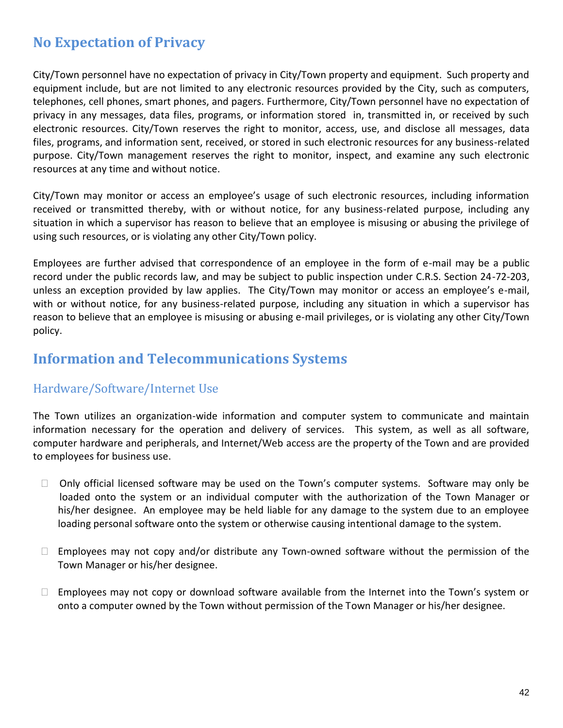## No Expectation of Privacy

City/Town personnel have no expectation of privacy in City/Town property and equipment. Such property and equipment include, but are not limited to any electronic resources provided by the City, such as computers, telephones, cell phones, smart phones, and pagers. Furthermore, City/Town personnel have no expectation of privacy in any messages, data files, programs, or information stored in, transmitted in, or received by such electronic resources. City/Town reserves the right to monitor, access, use, and disclose all messages, data files, programs, and information sent, received, or stored in such electronic resources for any business-related purpose. City/Town management reserves the right to monitor, inspect, and examine any such electronic resources at any time and without notice.

City/Town may monitor or access an employee's usage of such electronic resources, including information received or transmitted thereby, with or without notice, for any business-related purpose, including any situation in which a supervisor has reason to believe that an employee is misusing or abusing the privilege of using such resources, or is violating any other City/Town policy.

Employees are further advised that correspondence of an employee in the form of e-mail may be a public record under the public records law, and may be subject to public inspection under C.R.S. Section 24-72-203, unless an exception provided by law applies. The City/Town may monitor or access an employee's e-mail, with or without notice, for any business-related purpose, including any situation in which a supervisor has reason to believe that an employee is misusing or abusing e-mail privileges, or is violating any other City/Town policy.

## Information and Telecommunications Systems

### Hardware/Software/Internet Use

The Town utilizes an organization-wide information and computer system to communicate and maintain information necessary for the operation and delivery of services. This system, as well as all software, computer hardware and peripherals, and Internet/Web access are the property of the Town and are provided to employees for business use.

- Only official licensed software may be used on the Town's computer systems. Software may only be loaded onto the system or an individual computer with the authorization of the Town Manager or his/her designee. An employee may be held liable for any damage to the system due to an employee loading personal software onto the system or otherwise causing intentional damage to the system.

- Employees may not copy and/or distribute any Town-owned software without the permission of the Town Manager or his/her designee.

- Employees may not copy or download software available from the Internet into the Town's system or onto a computer owned by the Town without permission of the Town Manager or his/her designee.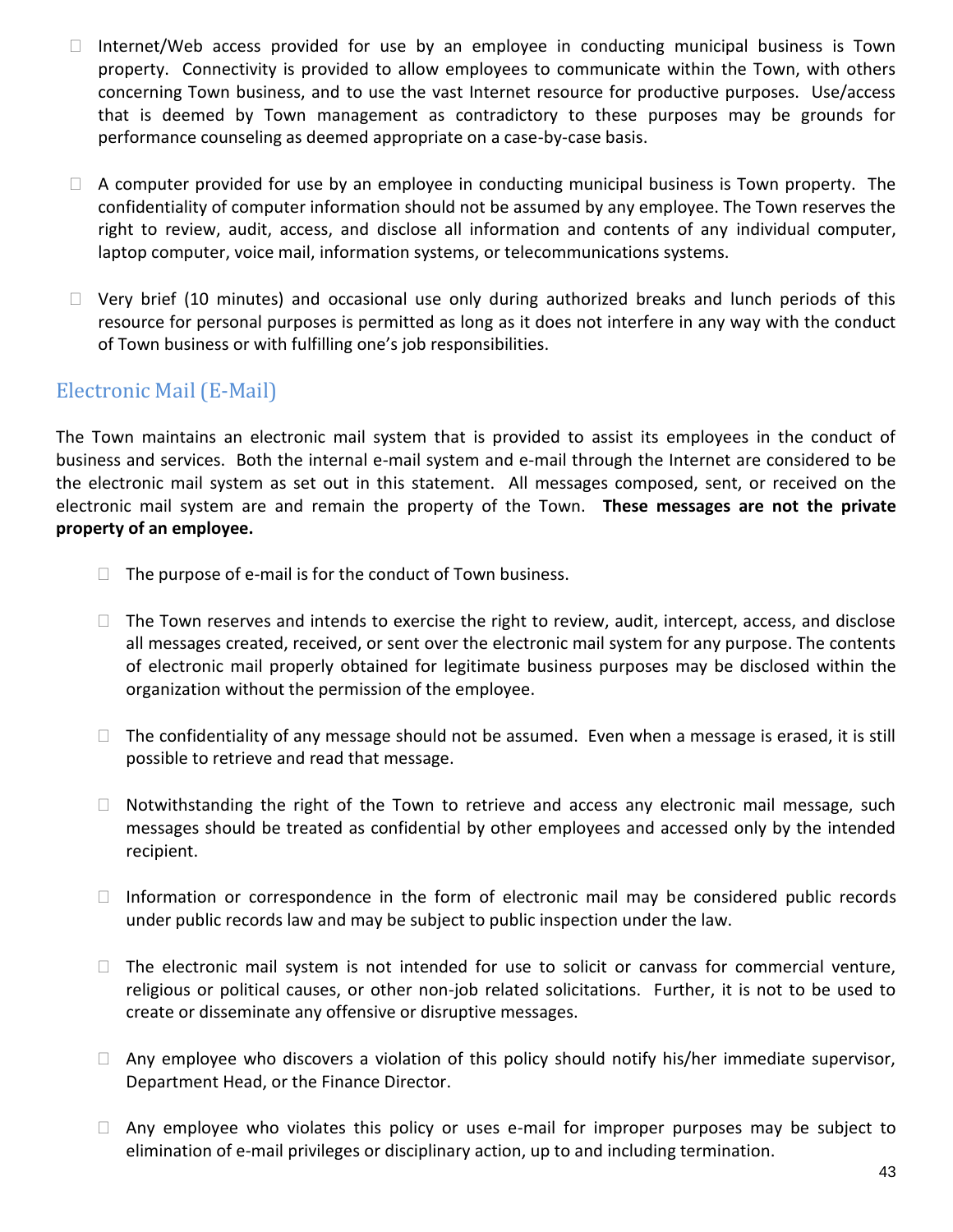- Internet/Web access provided for use by an employee in conducting municipal business is Town property. Connectivity is provided to allow employees to communicate within the Town, with others concerning Town business, and to use the vast Internet resource for productive purposes. Use/access that is deemed by Town management as contradictory to these purposes may be grounds for performance counseling as deemed appropriate on a case-by-case basis.

- A computer provided for use by an employee in conducting municipal business is Town property. The confidentiality of computer information should not be assumed by any employee. The Town reserves the right to review, audit, access, and disclose all information and contents of any individual computer, laptop computer, voice mail, information systems, or telecommunications systems.

- Very brief (10 minutes) and occasional use only during authorized breaks and lunch periods of this resource for personal purposes is permitted as long as it does not interfere in any way with the conduct of Town business or with fulfilling one's job responsibilities.

## Electronic Mail (E-Mail)

The Town maintains an electronic mail system that is provided to assist its employees in the conduct of business and services. Both the internal e-mail system and e-mail through the Internet are considered to be the electronic mail system as set out in this statement. All messages composed, sent, or received on the electronic mail system are and remain the property of the Town. **These messages are not the private property of an employee.**

- The purpose of e-mail is for the conduct of Town business.

- The Town reserves and intends to exercise the right to review, audit, intercept, access, and disclose all messages created, received, or sent over the electronic mail system for any purpose. The contents of electronic mail properly obtained for legitimate business purposes may be disclosed within the organization without the permission of the employee.

- The confidentiality of any message should not be assumed. Even when a message is erased, it is still possible to retrieve and read that message.

- Notwithstanding the right of the Town to retrieve and access any electronic mail message, such messages should be treated as confidential by other employees and accessed only by the intended recipient.

- Information or correspondence in the form of electronic mail may be considered public records under public records law and may be subject to public inspection under the law.

- The electronic mail system is not intended for use to solicit or canvass for commercial venture, religious or political causes, or other non-job related solicitations. Further, it is not to be used to create or disseminate any offensive or disruptive messages.

- Any employee who discovers a violation of this policy should notify his/her immediate supervisor, Department Head, or the Finance Director.

- Any employee who violates this policy or uses e-mail for improper purposes may be subject to elimination of e-mail privileges or disciplinary action, up to and including termination.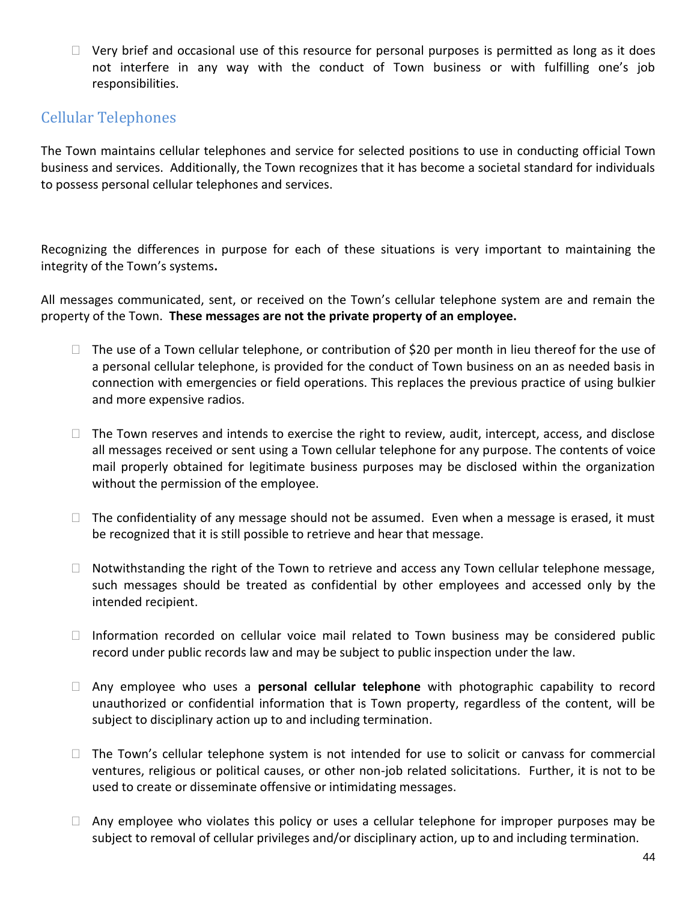- Very brief and occasional use of this resource for personal purposes is permitted as long as it does not interfere in any way with the conduct of Town business or with fulfilling one's job responsibilities.

## Cellular Telephones

The Town maintains cellular telephones and service for selected positions to use in conducting official Town business and services. Additionally, the Town recognizes that it has become a societal standard for individuals to possess personal cellular telephones and services.

Recognizing the differences in purpose for each of these situations is very important to maintaining the integrity of the Town's systems**.**

All messages communicated, sent, or received on the Town's cellular telephone system are and remain the property of the Town. **These messages are not the private property of an employee.**

- The use of a Town cellular telephone, or contribution of $20 per month in lieu thereof for the use of a personal cellular telephone, is provided for the conduct of Town business on an as needed basis in connection with emergencies or field operations. This replaces the previous practice of using bulkier and more expensive radios.

- The Town reserves and intends to exercise the right to review, audit, intercept, access, and disclose all messages received or sent using a Town cellular telephone for any purpose. The contents of voice mail properly obtained for legitimate business purposes may be disclosed within the organization without the permission of the employee.

- The confidentiality of any message should not be assumed. Even when a message is erased, it must be recognized that it is still possible to retrieve and hear that message.

- Notwithstanding the right of the Town to retrieve and access any Town cellular telephone message, such messages should be treated as confidential by other employees and accessed only by the intended recipient.

- Information recorded on cellular voice mail related to Town business may be considered public record under public records law and may be subject to public inspection under the law.

- Any employee who uses a **personal cellular telephone** with photographic capability to record unauthorized or confidential information that is Town property, regardless of the content, will be subject to disciplinary action up to and including termination.

- The Town's cellular telephone system is not intended for use to solicit or canvass for commercial ventures, religious or political causes, or other non-job related solicitations. Further, it is not to be used to create or disseminate offensive or intimidating messages.

- Any employee who violates this policy or uses a cellular telephone for improper purposes may be subject to removal of cellular privileges and/or disciplinary action, up to and including termination.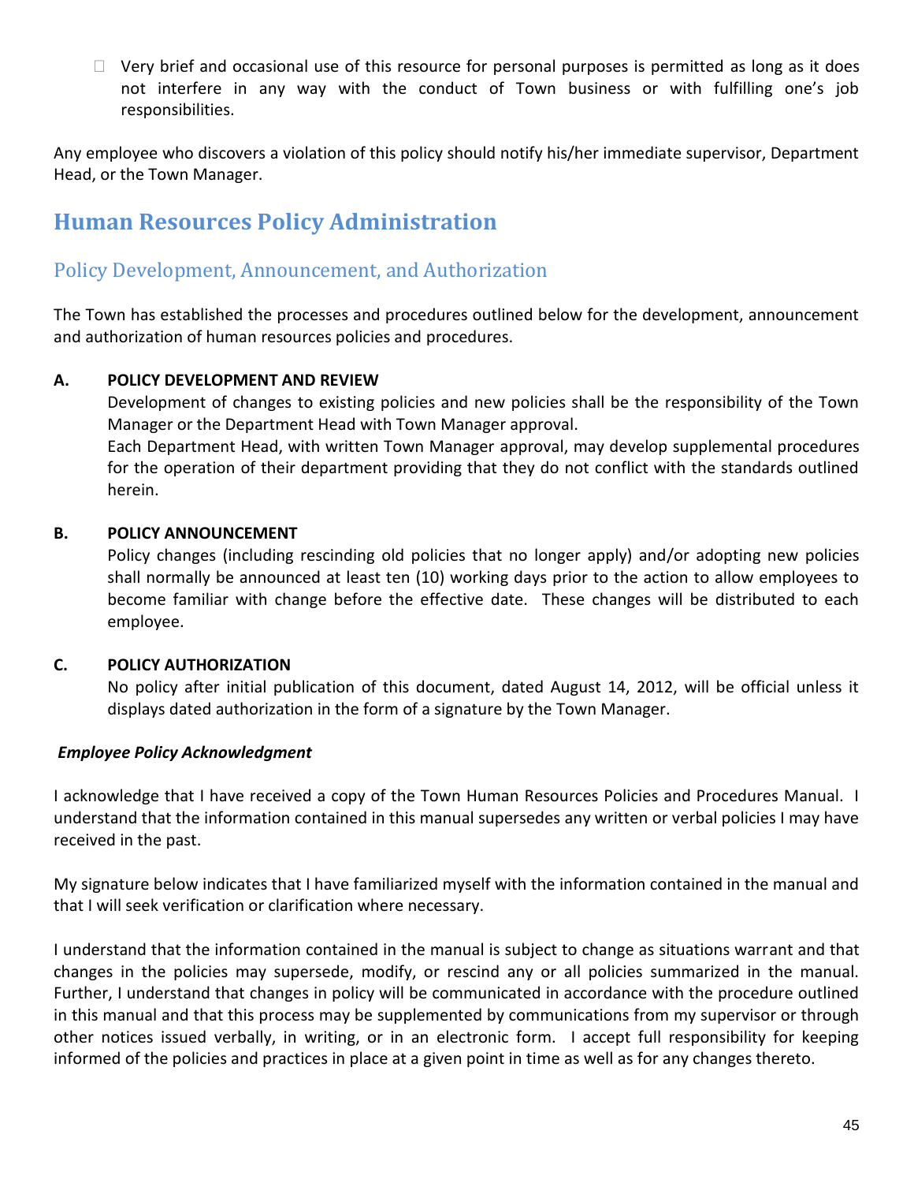- Very brief and occasional use of this resource for personal purposes is permitted as long as it does not interfere in any way with the conduct of Town business or with fulfilling one's job responsibilities.

Any employee who discovers a violation of this policy should notify his/her immediate supervisor, Department Head, or the Town Manager.

# Human Resources Policy Administration

## Policy Development, Announcement, and Authorization

The Town has established the processes and procedures outlined below for the development, announcement and authorization of human resources policies and procedures.

**A. POLICY DEVELOPMENT AND REVIEW**

Development of changes to existing policies and new policies shall be the responsibility of the Town Manager or the Department Head with Town Manager approval.

Each Department Head, with written Town Manager approval, may develop supplemental procedures for the operation of their department providing that they do not conflict with the standards outlined herein.

**B. POLICY ANNOUNCEMENT**

Policy changes (including rescinding old policies that no longer apply) and/or adopting new policies shall normally be announced at least ten (10) working days prior to the action to allow employees to become familiar with change before the effective date. These changes will be distributed to each employee.

**C. POLICY AUTHORIZATION**

No policy after initial publication of this document, dated August 14, 2012, will be official unless it displays dated authorization in the form of a signature by the Town Manager.

***Employee Policy Acknowledgment***

I acknowledge that I have received a copy of the Town Human Resources Policies and Procedures Manual. I understand that the information contained in this manual supersedes any written or verbal policies I may have received in the past.

My signature below indicates that I have familiarized myself with the information contained in the manual and that I will seek verification or clarification where necessary.

I understand that the information contained in the manual is subject to change as situations warrant and that changes in the policies may supersede, modify, or rescind any or all policies summarized in the manual. Further, I understand that changes in policy will be communicated in accordance with the procedure outlined in this manual and that this process may be supplemented by communications from my supervisor or through other notices issued verbally, in writing, or in an electronic form. I accept full responsibility for keeping informed of the policies and practices in place at a given point in time as well as for any changes thereto.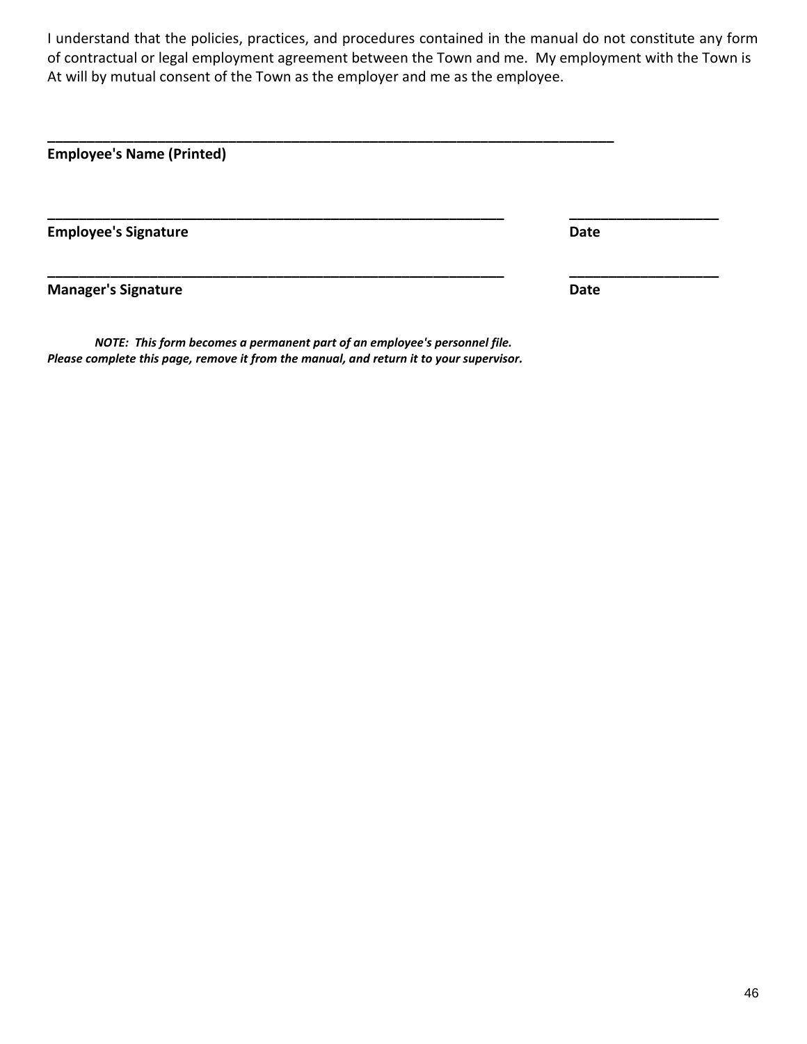I understand that the policies, practices, and procedures contained in the manual do not constitute any form of contractual or legal employment agreement between the Town and me. My employment with the Town is At will by mutual consent of the Town as the employer and me as the employee.

\_\_\_\_\_\_\_\_\_\_\_\_\_\_\_\_\_\_\_\_\_\_\_\_\_\_\_\_\_\_\_\_\_\_\_\_\_\_\_\_\_\_\_\_\_\_\_\_\_\_\_\_\_\_\_\_\_\_\_\_

**Employee's Name (Printed)**

\_\_\_\_\_\_\_\_\_\_\_\_\_\_\_\_\_\_\_\_\_\_\_\_\_\_\_\_\_\_\_\_\_\_\_\_\_\_\_\_\_\_\_\_\_\_ \_\_\_\_\_\_\_\_\_\_\_\_\_\_\_\_

**Employee's Signature** **Date**

\_\_\_\_\_\_\_\_\_\_\_\_\_\_\_\_\_\_\_\_\_\_\_\_\_\_\_\_\_\_\_\_\_\_\_\_\_\_\_\_\_\_\_\_\_\_ \_\_\_\_\_\_\_\_\_\_\_\_\_\_\_\_

**Manager's Signature** **Date**

***NOTE: This form becomes a permanent part of an employee's personnel file.***
***Please complete this page, remove it from the manual, and return it to your supervisor.***